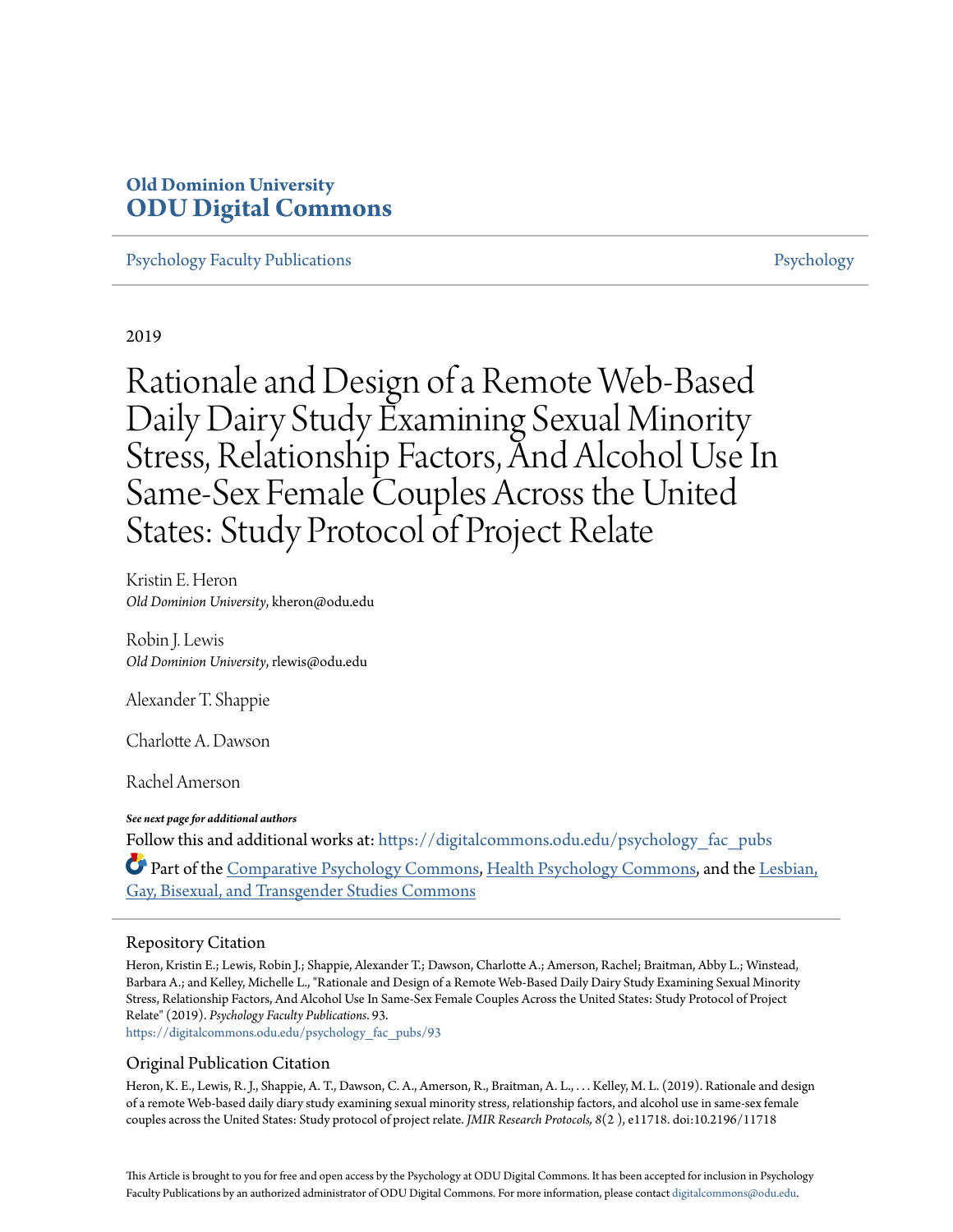**Old Dominion University**
**ODU Digital Commons**

Psychology Faculty Publications | Psychology

2019

# Rationale and Design of a Remote Web-Based Daily Dairy Study Examining Sexual Minority Stress, Relationship Factors, And Alcohol Use In Same-Sex Female Couples Across the United States: Study Protocol of Project Relate

Kristin E. Heron
*Old Dominion University*, kheron@odu.edu

Robin J. Lewis
*Old Dominion University*, rlewis@odu.edu

Alexander T. Shappie

Charlotte A. Dawson

Rachel Amerson

***See next page for additional authors***

Follow this and additional works at: https://digitalcommons.odu.edu/psychology_fac_pubs

Part of the Comparative Psychology Commons, Health Psychology Commons, and the Lesbian, Gay, Bisexual, and Transgender Studies Commons

## Repository Citation

Heron, Kristin E.; Lewis, Robin J.; Shappie, Alexander T.; Dawson, Charlotte A.; Amerson, Rachel; Braitman, Abby L.; Winstead, Barbara A.; and Kelley, Michelle L., "Rationale and Design of a Remote Web-Based Daily Dairy Study Examining Sexual Minority Stress, Relationship Factors, And Alcohol Use In Same-Sex Female Couples Across the United States: Study Protocol of Project Relate" (2019). *Psychology Faculty Publications*. 93.
https://digitalcommons.odu.edu/psychology_fac_pubs/93

## Original Publication Citation

Heron, K. E., Lewis, R. J., Shappie, A. T., Dawson, C. A., Amerson, R., Braitman, A. L., . . . Kelley, M. L. (2019). Rationale and design of a remote Web-based daily diary study examining sexual minority stress, relationship factors, and alcohol use in same-sex female couples across the United States: Study protocol of project relate. *JMIR Research Protocols, 8*(2 ), e11718. doi:10.2196/11718

This Article is brought to you for free and open access by the Psychology at ODU Digital Commons. It has been accepted for inclusion in Psychology Faculty Publications by an authorized administrator of ODU Digital Commons. For more information, please contact digitalcommons@odu.edu.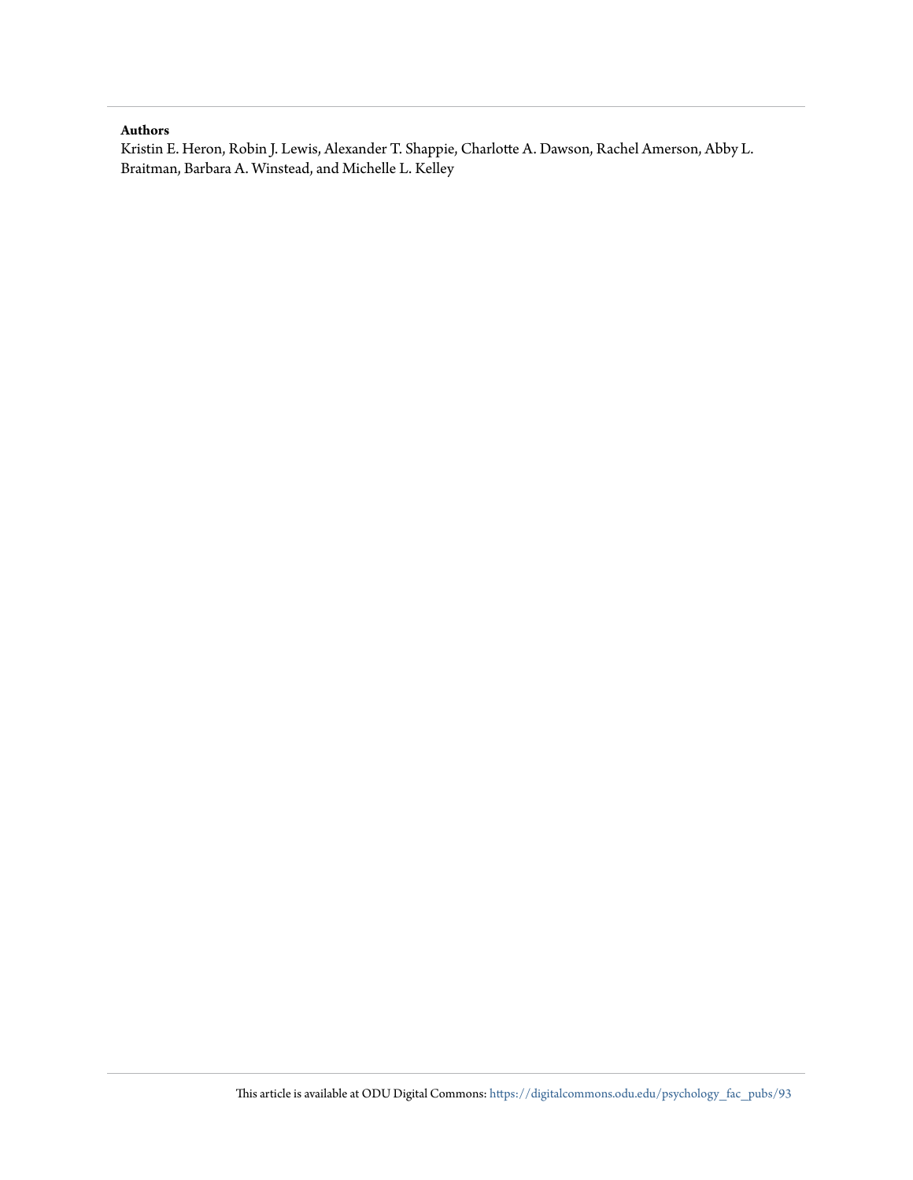**Authors**

Kristin E. Heron, Robin J. Lewis, Alexander T. Shappie, Charlotte A. Dawson, Rachel Amerson, Abby L. Braitman, Barbara A. Winstead, and Michelle L. Kelley

This article is available at ODU Digital Commons: https://digitalcommons.odu.edu/psychology_fac_pubs/93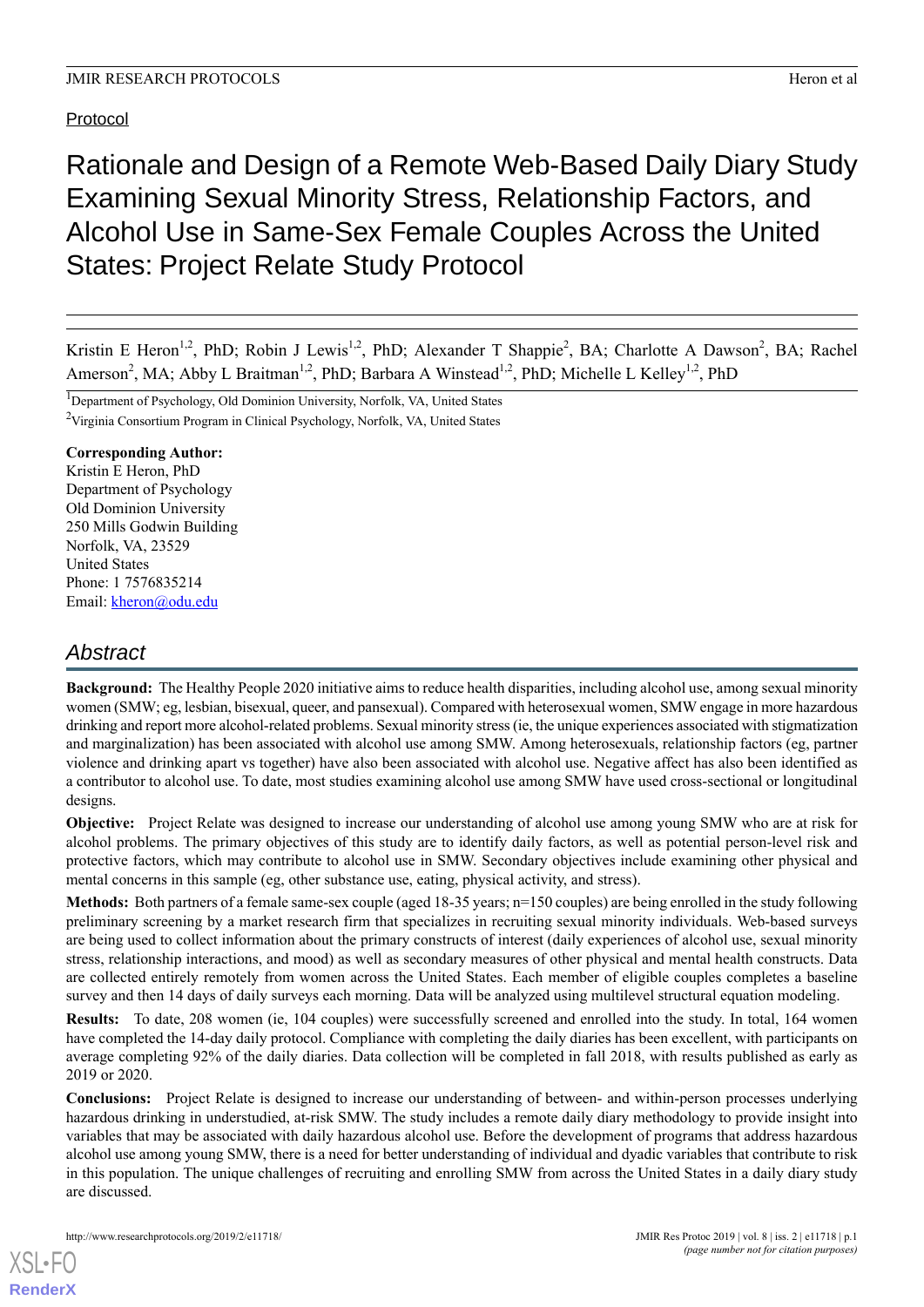Protocol

# Rationale and Design of a Remote Web-Based Daily Diary Study Examining Sexual Minority Stress, Relationship Factors, and Alcohol Use in Same-Sex Female Couples Across the United States: Project Relate Study Protocol

Kristin E Heron[1,2], PhD; Robin J Lewis[1,2], PhD; Alexander T Shappie[2], BA; Charlotte A Dawson[2], BA; Rachel Amerson[2], MA; Abby L Braitman[1,2], PhD; Barbara A Winstead[1,2], PhD; Michelle L Kelley[1,2], PhD

[1]Department of Psychology, Old Dominion University, Norfolk, VA, United States

[2]Virginia Consortium Program in Clinical Psychology, Norfolk, VA, United States

**Corresponding Author:**
Kristin E Heron, PhD
Department of Psychology
Old Dominion University
250 Mills Godwin Building
Norfolk, VA, 23529
United States
Phone: 1 7576835214
Email: kheron@odu.edu

## Abstract

**Background:** The Healthy People 2020 initiative aims to reduce health disparities, including alcohol use, among sexual minority women (SMW; eg, lesbian, bisexual, queer, and pansexual). Compared with heterosexual women, SMW engage in more hazardous drinking and report more alcohol-related problems. Sexual minority stress (ie, the unique experiences associated with stigmatization and marginalization) has been associated with alcohol use among SMW. Among heterosexuals, relationship factors (eg, partner violence and drinking apart vs together) have also been associated with alcohol use. Negative affect has also been identified as a contributor to alcohol use. To date, most studies examining alcohol use among SMW have used cross-sectional or longitudinal designs.

**Objective:** Project Relate was designed to increase our understanding of alcohol use among young SMW who are at risk for alcohol problems. The primary objectives of this study are to identify daily factors, as well as potential person-level risk and protective factors, which may contribute to alcohol use in SMW. Secondary objectives include examining other physical and mental concerns in this sample (eg, other substance use, eating, physical activity, and stress).

**Methods:** Both partners of a female same-sex couple (aged 18-35 years; n=150 couples) are being enrolled in the study following preliminary screening by a market research firm that specializes in recruiting sexual minority individuals. Web-based surveys are being used to collect information about the primary constructs of interest (daily experiences of alcohol use, sexual minority stress, relationship interactions, and mood) as well as secondary measures of other physical and mental health constructs. Data are collected entirely remotely from women across the United States. Each member of eligible couples completes a baseline survey and then 14 days of daily surveys each morning. Data will be analyzed using multilevel structural equation modeling.

**Results:** To date, 208 women (ie, 104 couples) were successfully screened and enrolled into the study. In total, 164 women have completed the 14-day daily protocol. Compliance with completing the daily diaries has been excellent, with participants on average completing 92% of the daily diaries. Data collection will be completed in fall 2018, with results published as early as 2019 or 2020.

**Conclusions:** Project Relate is designed to increase our understanding of between- and within-person processes underlying hazardous drinking in understudied, at-risk SMW. The study includes a remote daily diary methodology to provide insight into variables that may be associated with daily hazardous alcohol use. Before the development of programs that address hazardous alcohol use among young SMW, there is a need for better understanding of individual and dyadic variables that contribute to risk in this population. The unique challenges of recruiting and enrolling SMW from across the United States in a daily diary study are discussed.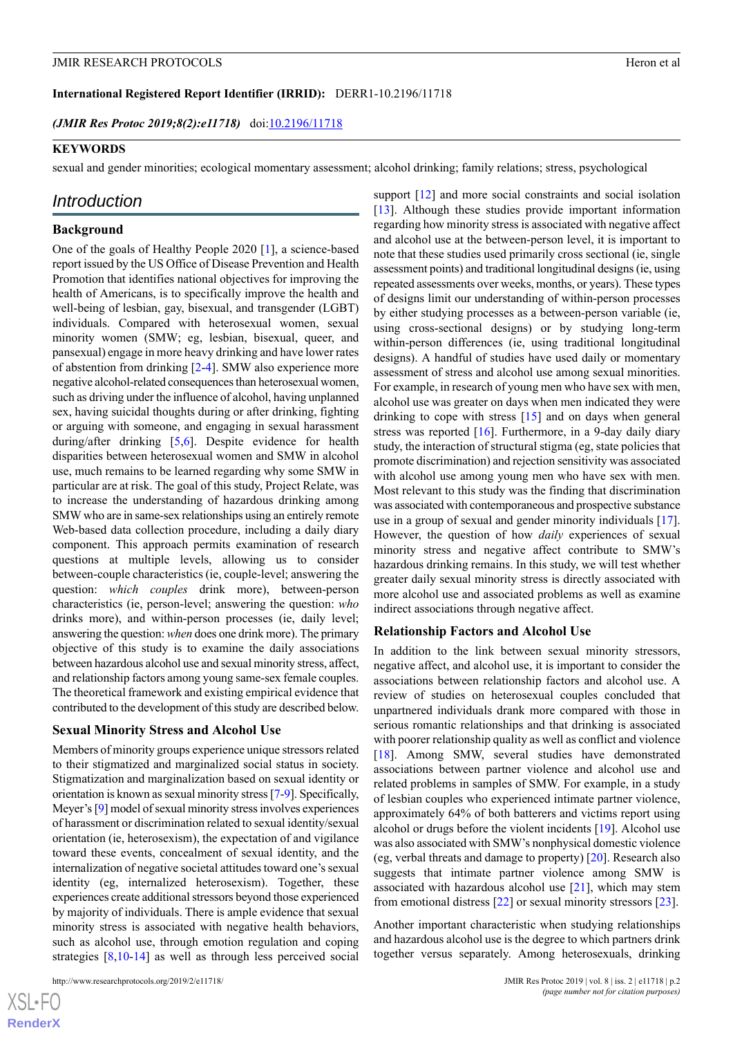**International Registered Report Identifier (IRRID):** DERR1-10.2196/11718

***(JMIR Res Protoc 2019;8(2):e11718)*** doi:10.2196/11718

**KEYWORDS**

sexual and gender minorities; ecological momentary assessment; alcohol drinking; family relations; stress, psychological

## Introduction

### Background

One of the goals of Healthy People 2020 [1], a science-based report issued by the US Office of Disease Prevention and Health Promotion that identifies national objectives for improving the health of Americans, is to specifically improve the health and well-being of lesbian, gay, bisexual, and transgender (LGBT) individuals. Compared with heterosexual women, sexual minority women (SMW; eg, lesbian, bisexual, queer, and pansexual) engage in more heavy drinking and have lower rates of abstention from drinking [2-4]. SMW also experience more negative alcohol-related consequences than heterosexual women, such as driving under the influence of alcohol, having unplanned sex, having suicidal thoughts during or after drinking, fighting or arguing with someone, and engaging in sexual harassment during/after drinking [5,6]. Despite evidence for health disparities between heterosexual women and SMW in alcohol use, much remains to be learned regarding why some SMW in particular are at risk. The goal of this study, Project Relate, was to increase the understanding of hazardous drinking among SMW who are in same-sex relationships using an entirely remote Web-based data collection procedure, including a daily diary component. This approach permits examination of research questions at multiple levels, allowing us to consider between-couple characteristics (ie, couple-level; answering the question: *which couples* drink more), between-person characteristics (ie, person-level; answering the question: *who* drinks more), and within-person processes (ie, daily level; answering the question: *when* does one drink more). The primary objective of this study is to examine the daily associations between hazardous alcohol use and sexual minority stress, affect, and relationship factors among young same-sex female couples. The theoretical framework and existing empirical evidence that contributed to the development of this study are described below.

### Sexual Minority Stress and Alcohol Use

Members of minority groups experience unique stressors related to their stigmatized and marginalized social status in society. Stigmatization and marginalization based on sexual identity or orientation is known as sexual minority stress [7-9]. Specifically, Meyer's [9] model of sexual minority stress involves experiences of harassment or discrimination related to sexual identity/sexual orientation (ie, heterosexism), the expectation of and vigilance toward these events, concealment of sexual identity, and the internalization of negative societal attitudes toward one's sexual identity (eg, internalized heterosexism). Together, these experiences create additional stressors beyond those experienced by majority of individuals. There is ample evidence that sexual minority stress is associated with negative health behaviors, such as alcohol use, through emotion regulation and coping strategies [8,10-14] as well as through less perceived social support [12] and more social constraints and social isolation [13]. Although these studies provide important information regarding how minority stress is associated with negative affect and alcohol use at the between-person level, it is important to note that these studies used primarily cross sectional (ie, single assessment points) and traditional longitudinal designs (ie, using repeated assessments over weeks, months, or years). These types of designs limit our understanding of within-person processes by either studying processes as a between-person variable (ie, using cross-sectional designs) or by studying long-term within-person differences (ie, using traditional longitudinal designs). A handful of studies have used daily or momentary assessment of stress and alcohol use among sexual minorities. For example, in research of young men who have sex with men, alcohol use was greater on days when men indicated they were drinking to cope with stress [15] and on days when general stress was reported [16]. Furthermore, in a 9-day daily diary study, the interaction of structural stigma (eg, state policies that promote discrimination) and rejection sensitivity was associated with alcohol use among young men who have sex with men. Most relevant to this study was the finding that discrimination was associated with contemporaneous and prospective substance use in a group of sexual and gender minority individuals [17]. However, the question of how *daily* experiences of sexual minority stress and negative affect contribute to SMW's hazardous drinking remains. In this study, we will test whether greater daily sexual minority stress is directly associated with more alcohol use and associated problems as well as examine indirect associations through negative affect.

### Relationship Factors and Alcohol Use

In addition to the link between sexual minority stressors, negative affect, and alcohol use, it is important to consider the associations between relationship factors and alcohol use. A review of studies on heterosexual couples concluded that unpartnered individuals drank more compared with those in serious romantic relationships and that drinking is associated with poorer relationship quality as well as conflict and violence [18]. Among SMW, several studies have demonstrated associations between partner violence and alcohol use and related problems in samples of SMW. For example, in a study of lesbian couples who experienced intimate partner violence, approximately 64% of both batterers and victims report using alcohol or drugs before the violent incidents [19]. Alcohol use was also associated with SMW's nonphysical domestic violence (eg, verbal threats and damage to property) [20]. Research also suggests that intimate partner violence among SMW is associated with hazardous alcohol use [21], which may stem from emotional distress [22] or sexual minority stressors [23].

Another important characteristic when studying relationships and hazardous alcohol use is the degree to which partners drink together versus separately. Among heterosexuals, drinking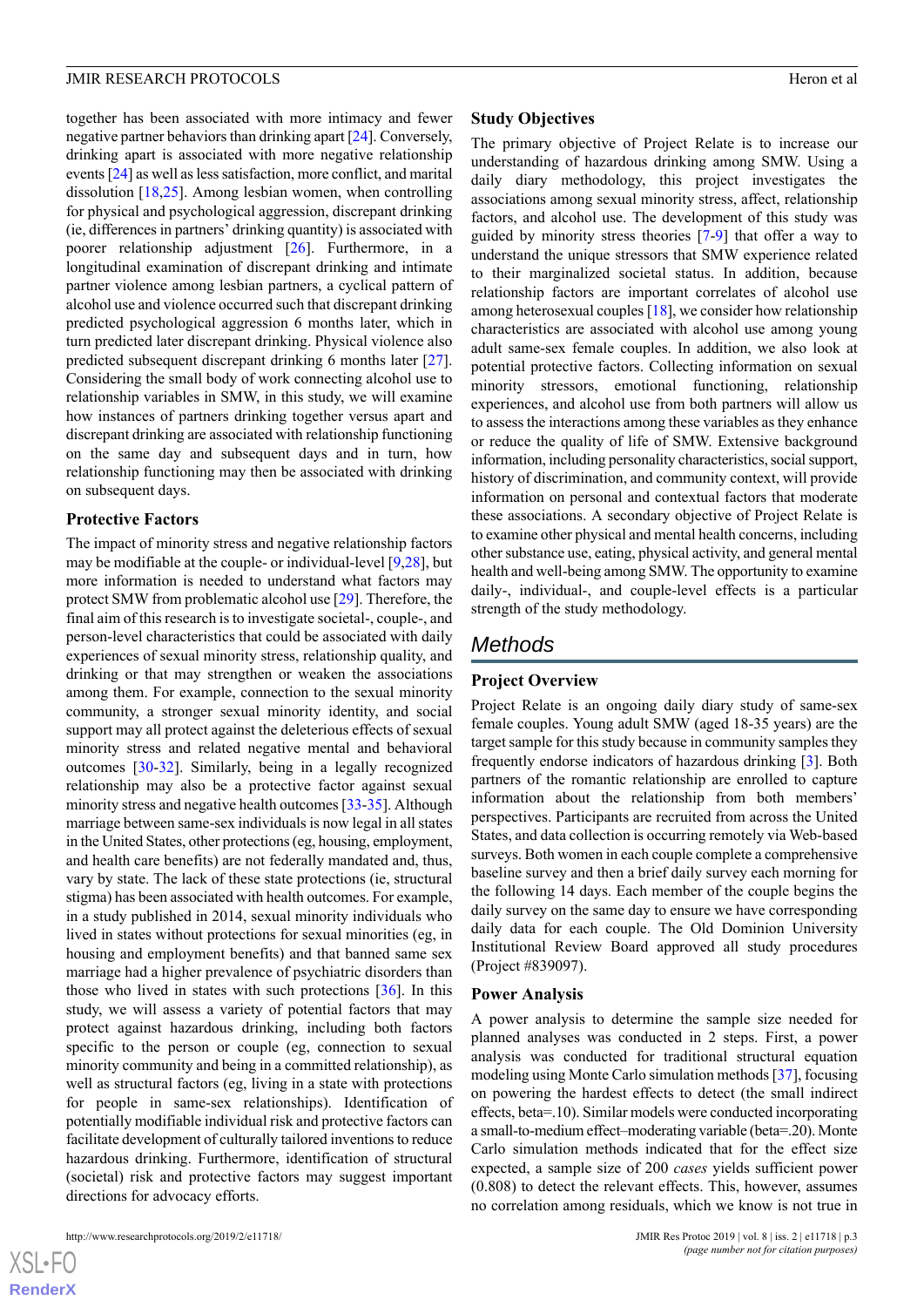together has been associated with more intimacy and fewer negative partner behaviors than drinking apart [24]. Conversely, drinking apart is associated with more negative relationship events [24] as well as less satisfaction, more conflict, and marital dissolution [18,25]. Among lesbian women, when controlling for physical and psychological aggression, discrepant drinking (ie, differences in partners' drinking quantity) is associated with poorer relationship adjustment [26]. Furthermore, in a longitudinal examination of discrepant drinking and intimate partner violence among lesbian partners, a cyclical pattern of alcohol use and violence occurred such that discrepant drinking predicted psychological aggression 6 months later, which in turn predicted later discrepant drinking. Physical violence also predicted subsequent discrepant drinking 6 months later [27]. Considering the small body of work connecting alcohol use to relationship variables in SMW, in this study, we will examine how instances of partners drinking together versus apart and discrepant drinking are associated with relationship functioning on the same day and subsequent days and in turn, how relationship functioning may then be associated with drinking on subsequent days.

### Protective Factors

The impact of minority stress and negative relationship factors may be modifiable at the couple- or individual-level [9,28], but more information is needed to understand what factors may protect SMW from problematic alcohol use [29]. Therefore, the final aim of this research is to investigate societal-, couple-, and person-level characteristics that could be associated with daily experiences of sexual minority stress, relationship quality, and drinking or that may strengthen or weaken the associations among them. For example, connection to the sexual minority community, a stronger sexual minority identity, and social support may all protect against the deleterious effects of sexual minority stress and related negative mental and behavioral outcomes [30-32]. Similarly, being in a legally recognized relationship may also be a protective factor against sexual minority stress and negative health outcomes [33-35]. Although marriage between same-sex individuals is now legal in all states in the United States, other protections (eg, housing, employment, and health care benefits) are not federally mandated and, thus, vary by state. The lack of these state protections (ie, structural stigma) has been associated with health outcomes. For example, in a study published in 2014, sexual minority individuals who lived in states without protections for sexual minorities (eg, in housing and employment benefits) and that banned same sex marriage had a higher prevalence of psychiatric disorders than those who lived in states with such protections [36]. In this study, we will assess a variety of potential factors that may protect against hazardous drinking, including both factors specific to the person or couple (eg, connection to sexual minority community and being in a committed relationship), as well as structural factors (eg, living in a state with protections for people in same-sex relationships). Identification of potentially modifiable individual risk and protective factors can facilitate development of culturally tailored inventions to reduce hazardous drinking. Furthermore, identification of structural (societal) risk and protective factors may suggest important directions for advocacy efforts.

### Study Objectives

The primary objective of Project Relate is to increase our understanding of hazardous drinking among SMW. Using a daily diary methodology, this project investigates the associations among sexual minority stress, affect, relationship factors, and alcohol use. The development of this study was guided by minority stress theories [7-9] that offer a way to understand the unique stressors that SMW experience related to their marginalized societal status. In addition, because relationship factors are important correlates of alcohol use among heterosexual couples [18], we consider how relationship characteristics are associated with alcohol use among young adult same-sex female couples. In addition, we also look at potential protective factors. Collecting information on sexual minority stressors, emotional functioning, relationship experiences, and alcohol use from both partners will allow us to assess the interactions among these variables as they enhance or reduce the quality of life of SMW. Extensive background information, including personality characteristics, social support, history of discrimination, and community context, will provide information on personal and contextual factors that moderate these associations. A secondary objective of Project Relate is to examine other physical and mental health concerns, including other substance use, eating, physical activity, and general mental health and well-being among SMW. The opportunity to examine daily-, individual-, and couple-level effects is a particular strength of the study methodology.

## Methods

### Project Overview

Project Relate is an ongoing daily diary study of same-sex female couples. Young adult SMW (aged 18-35 years) are the target sample for this study because in community samples they frequently endorse indicators of hazardous drinking [3]. Both partners of the romantic relationship are enrolled to capture information about the relationship from both members' perspectives. Participants are recruited from across the United States, and data collection is occurring remotely via Web-based surveys. Both women in each couple complete a comprehensive baseline survey and then a brief daily survey each morning for the following 14 days. Each member of the couple begins the daily survey on the same day to ensure we have corresponding daily data for each couple. The Old Dominion University Institutional Review Board approved all study procedures (Project #839097).

### Power Analysis

A power analysis to determine the sample size needed for planned analyses was conducted in 2 steps. First, a power analysis was conducted for traditional structural equation modeling using Monte Carlo simulation methods [37], focusing on powering the hardest effects to detect (the small indirect effects, beta=.10). Similar models were conducted incorporating a small-to-medium effect–moderating variable (beta=.20). Monte Carlo simulation methods indicated that for the effect size expected, a sample size of 200 *cases* yields sufficient power (0.808) to detect the relevant effects. This, however, assumes no correlation among residuals, which we know is not true in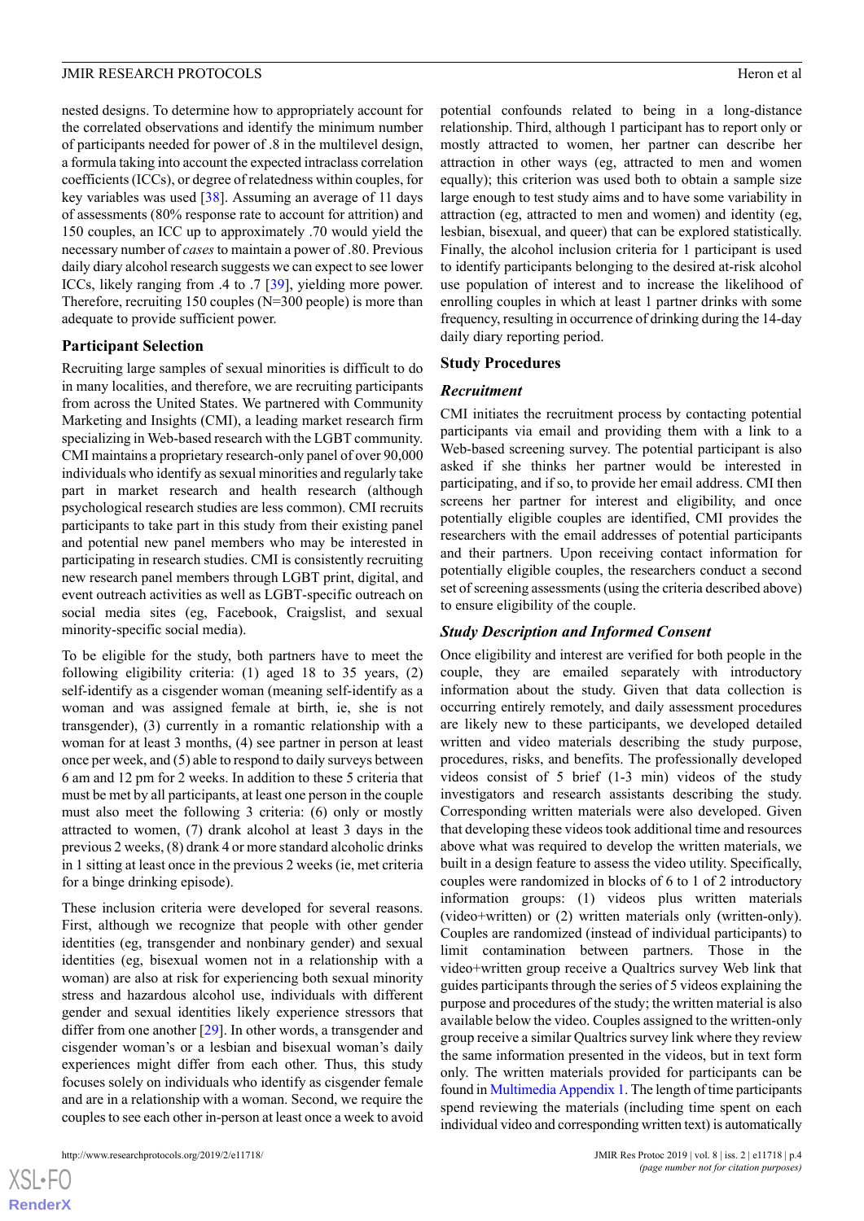nested designs. To determine how to appropriately account for the correlated observations and identify the minimum number of participants needed for power of .8 in the multilevel design, a formula taking into account the expected intraclass correlation coefficients (ICCs), or degree of relatedness within couples, for key variables was used [38]. Assuming an average of 11 days of assessments (80% response rate to account for attrition) and 150 couples, an ICC up to approximately .70 would yield the necessary number of *cases* to maintain a power of .80. Previous daily diary alcohol research suggests we can expect to see lower ICCs, likely ranging from .4 to .7 [39], yielding more power. Therefore, recruiting 150 couples (N=300 people) is more than adequate to provide sufficient power.

### Participant Selection

Recruiting large samples of sexual minorities is difficult to do in many localities, and therefore, we are recruiting participants from across the United States. We partnered with Community Marketing and Insights (CMI), a leading market research firm specializing in Web-based research with the LGBT community. CMI maintains a proprietary research-only panel of over 90,000 individuals who identify as sexual minorities and regularly take part in market research and health research (although psychological research studies are less common). CMI recruits participants to take part in this study from their existing panel and potential new panel members who may be interested in participating in research studies. CMI is consistently recruiting new research panel members through LGBT print, digital, and event outreach activities as well as LGBT-specific outreach on social media sites (eg, Facebook, Craigslist, and sexual minority-specific social media).

To be eligible for the study, both partners have to meet the following eligibility criteria: (1) aged 18 to 35 years, (2) self-identify as a cisgender woman (meaning self-identify as a woman and was assigned female at birth, ie, she is not transgender), (3) currently in a romantic relationship with a woman for at least 3 months, (4) see partner in person at least once per week, and (5) able to respond to daily surveys between 6 am and 12 pm for 2 weeks. In addition to these 5 criteria that must be met by all participants, at least one person in the couple must also meet the following 3 criteria: (6) only or mostly attracted to women, (7) drank alcohol at least 3 days in the previous 2 weeks, (8) drank 4 or more standard alcoholic drinks in 1 sitting at least once in the previous 2 weeks (ie, met criteria for a binge drinking episode).

These inclusion criteria were developed for several reasons. First, although we recognize that people with other gender identities (eg, transgender and nonbinary gender) and sexual identities (eg, bisexual women not in a relationship with a woman) are also at risk for experiencing both sexual minority stress and hazardous alcohol use, individuals with different gender and sexual identities likely experience stressors that differ from one another [29]. In other words, a transgender and cisgender woman's or a lesbian and bisexual woman's daily experiences might differ from each other. Thus, this study focuses solely on individuals who identify as cisgender female and are in a relationship with a woman. Second, we require the couples to see each other in-person at least once a week to avoid potential confounds related to being in a long-distance relationship. Third, although 1 participant has to report only or mostly attracted to women, her partner can describe her attraction in other ways (eg, attracted to men and women equally); this criterion was used both to obtain a sample size large enough to test study aims and to have some variability in attraction (eg, attracted to men and women) and identity (eg, lesbian, bisexual, and queer) that can be explored statistically. Finally, the alcohol inclusion criteria for 1 participant is used to identify participants belonging to the desired at-risk alcohol use population of interest and to increase the likelihood of enrolling couples in which at least 1 partner drinks with some frequency, resulting in occurrence of drinking during the 14-day daily diary reporting period.

### Study Procedures

#### *Recruitment*

CMI initiates the recruitment process by contacting potential participants via email and providing them with a link to a Web-based screening survey. The potential participant is also asked if she thinks her partner would be interested in participating, and if so, to provide her email address. CMI then screens her partner for interest and eligibility, and once potentially eligible couples are identified, CMI provides the researchers with the email addresses of potential participants and their partners. Upon receiving contact information for potentially eligible couples, the researchers conduct a second set of screening assessments (using the criteria described above) to ensure eligibility of the couple.

#### *Study Description and Informed Consent*

Once eligibility and interest are verified for both people in the couple, they are emailed separately with introductory information about the study. Given that data collection is occurring entirely remotely, and daily assessment procedures are likely new to these participants, we developed detailed written and video materials describing the study purpose, procedures, risks, and benefits. The professionally developed videos consist of 5 brief (1-3 min) videos of the study investigators and research assistants describing the study. Corresponding written materials were also developed. Given that developing these videos took additional time and resources above what was required to develop the written materials, we built in a design feature to assess the video utility. Specifically, couples were randomized in blocks of 6 to 1 of 2 introductory information groups: (1) videos plus written materials (video+written) or (2) written materials only (written-only). Couples are randomized (instead of individual participants) to limit contamination between partners. Those in the video+written group receive a Qualtrics survey Web link that guides participants through the series of 5 videos explaining the purpose and procedures of the study; the written material is also available below the video. Couples assigned to the written-only group receive a similar Qualtrics survey link where they review the same information presented in the videos, but in text form only. The written materials provided for participants can be found in Multimedia Appendix 1. The length of time participants spend reviewing the materials (including time spent on each individual video and corresponding written text) is automatically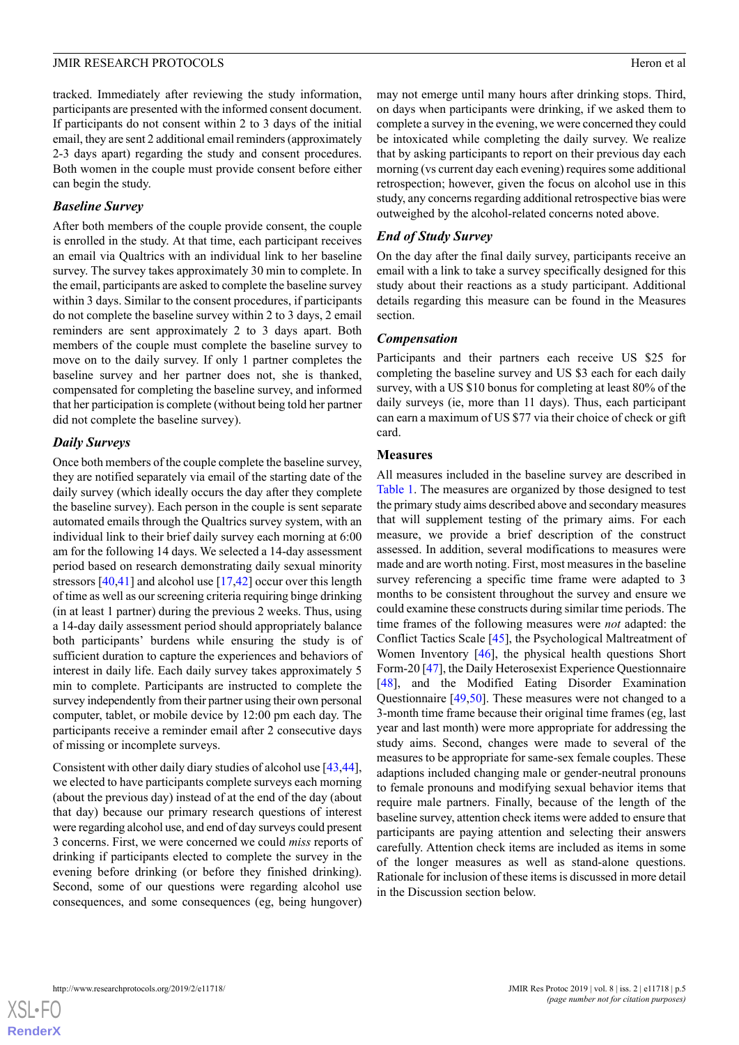tracked. Immediately after reviewing the study information, participants are presented with the informed consent document. If participants do not consent within 2 to 3 days of the initial email, they are sent 2 additional email reminders (approximately 2-3 days apart) regarding the study and consent procedures. Both women in the couple must provide consent before either can begin the study.

### Baseline Survey

After both members of the couple provide consent, the couple is enrolled in the study. At that time, each participant receives an email via Qualtrics with an individual link to her baseline survey. The survey takes approximately 30 min to complete. In the email, participants are asked to complete the baseline survey within 3 days. Similar to the consent procedures, if participants do not complete the baseline survey within 2 to 3 days, 2 email reminders are sent approximately 2 to 3 days apart. Both members of the couple must complete the baseline survey to move on to the daily survey. If only 1 partner completes the baseline survey and her partner does not, she is thanked, compensated for completing the baseline survey, and informed that her participation is complete (without being told her partner did not complete the baseline survey).

### Daily Surveys

Once both members of the couple complete the baseline survey, they are notified separately via email of the starting date of the daily survey (which ideally occurs the day after they complete the baseline survey). Each person in the couple is sent separate automated emails through the Qualtrics survey system, with an individual link to their brief daily survey each morning at 6:00 am for the following 14 days. We selected a 14-day assessment period based on research demonstrating daily sexual minority stressors [40,41] and alcohol use [17,42] occur over this length of time as well as our screening criteria requiring binge drinking (in at least 1 partner) during the previous 2 weeks. Thus, using a 14-day daily assessment period should appropriately balance both participants' burdens while ensuring the study is of sufficient duration to capture the experiences and behaviors of interest in daily life. Each daily survey takes approximately 5 min to complete. Participants are instructed to complete the survey independently from their partner using their own personal computer, tablet, or mobile device by 12:00 pm each day. The participants receive a reminder email after 2 consecutive days of missing or incomplete surveys.

Consistent with other daily diary studies of alcohol use [43,44], we elected to have participants complete surveys each morning (about the previous day) instead of at the end of the day (about that day) because our primary research questions of interest were regarding alcohol use, and end of day surveys could present 3 concerns. First, we were concerned we could *miss* reports of drinking if participants elected to complete the survey in the evening before drinking (or before they finished drinking). Second, some of our questions were regarding alcohol use consequences, and some consequences (eg, being hungover) may not emerge until many hours after drinking stops. Third, on days when participants were drinking, if we asked them to complete a survey in the evening, we were concerned they could be intoxicated while completing the daily survey. We realize that by asking participants to report on their previous day each morning (vs current day each evening) requires some additional retrospection; however, given the focus on alcohol use in this study, any concerns regarding additional retrospective bias were outweighed by the alcohol-related concerns noted above.

### End of Study Survey

On the day after the final daily survey, participants receive an email with a link to take a survey specifically designed for this study about their reactions as a study participant. Additional details regarding this measure can be found in the Measures section.

### Compensation

Participants and their partners each receive US $25 for completing the baseline survey and US $3 each for each daily survey, with a US $10 bonus for completing at least 80% of the daily surveys (ie, more than 11 days). Thus, each participant can earn a maximum of US $77 via their choice of check or gift card.

## Measures

All measures included in the baseline survey are described in Table 1. The measures are organized by those designed to test the primary study aims described above and secondary measures that will supplement testing of the primary aims. For each measure, we provide a brief description of the construct assessed. In addition, several modifications to measures were made and are worth noting. First, most measures in the baseline survey referencing a specific time frame were adapted to 3 months to be consistent throughout the survey and ensure we could examine these constructs during similar time periods. The time frames of the following measures were *not* adapted: the Conflict Tactics Scale [45], the Psychological Maltreatment of Women Inventory [46], the physical health questions Short Form-20 [47], the Daily Heterosexist Experience Questionnaire [48], and the Modified Eating Disorder Examination Questionnaire [49,50]. These measures were not changed to a 3-month time frame because their original time frames (eg, last year and last month) were more appropriate for addressing the study aims. Second, changes were made to several of the measures to be appropriate for same-sex female couples. These adaptions included changing male or gender-neutral pronouns to female pronouns and modifying sexual behavior items that require male partners. Finally, because of the length of the baseline survey, attention check items were added to ensure that participants are paying attention and selecting their answers carefully. Attention check items are included as items in some of the longer measures as well as stand-alone questions. Rationale for inclusion of these items is discussed in more detail in the Discussion section below.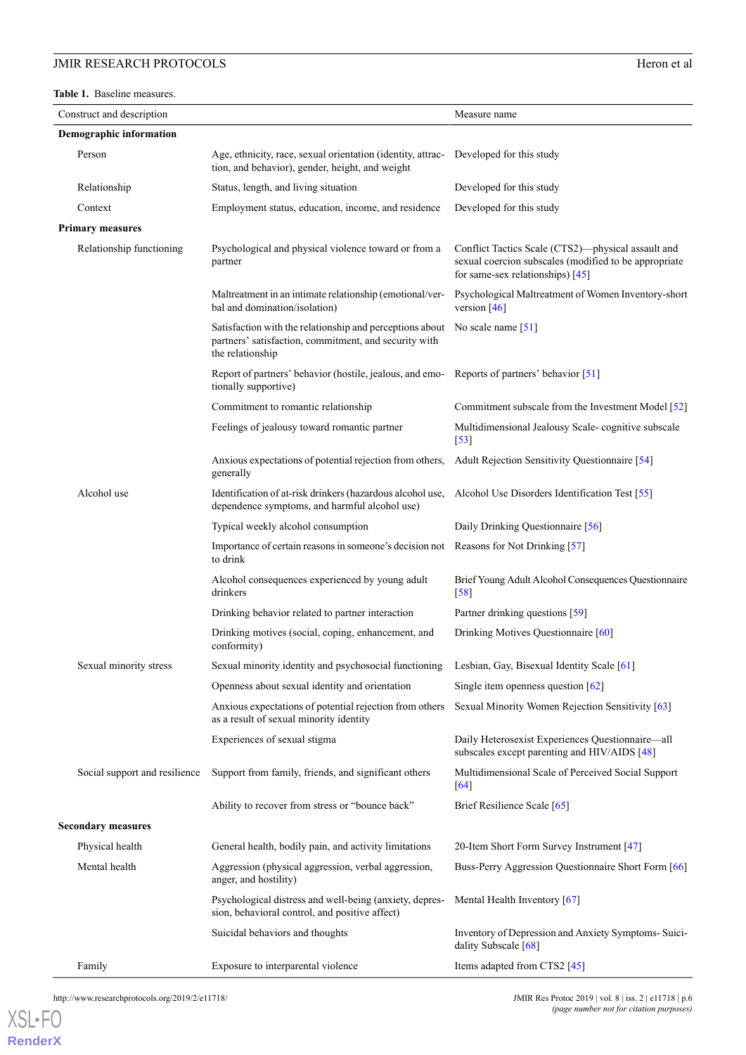**Table 1.** Baseline measures.

| Construct and description | | Measure name |
|---|---|---|
| **Demographic information** | | |
| Person | Age, ethnicity, race, sexual orientation (identity, attraction, and behavior), gender, height, and weight | Developed for this study |
| Relationship | Status, length, and living situation | Developed for this study |
| Context | Employment status, education, income, and residence | Developed for this study |
| **Primary measures** | | |
| Relationship functioning | Psychological and physical violence toward or from a partner | Conflict Tactics Scale (CTS2)—physical assault and sexual coercion subscales (modified to be appropriate for same-sex relationships) [45] |
| | Maltreatment in an intimate relationship (emotional/verbal and domination/isolation) | Psychological Maltreatment of Women Inventory-short version [46] |
| | Satisfaction with the relationship and perceptions about partners' satisfaction, commitment, and security with the relationship | No scale name [51] |
| | Report of partners' behavior (hostile, jealous, and emotionally supportive) | Reports of partners' behavior [51] |
| | Commitment to romantic relationship | Commitment subscale from the Investment Model [52] |
| | Feelings of jealousy toward romantic partner | Multidimensional Jealousy Scale- cognitive subscale [53] |
| | Anxious expectations of potential rejection from others, generally | Adult Rejection Sensitivity Questionnaire [54] |
| Alcohol use | Identification of at-risk drinkers (hazardous alcohol use, dependence symptoms, and harmful alcohol use) | Alcohol Use Disorders Identification Test [55] |
| | Typical weekly alcohol consumption | Daily Drinking Questionnaire [56] |
| | Importance of certain reasons in someone's decision not to drink | Reasons for Not Drinking [57] |
| | Alcohol consequences experienced by young adult drinkers | Brief Young Adult Alcohol Consequences Questionnaire [58] |
| | Drinking behavior related to partner interaction | Partner drinking questions [59] |
| | Drinking motives (social, coping, enhancement, and conformity) | Drinking Motives Questionnaire [60] |
| Sexual minority stress | Sexual minority identity and psychosocial functioning | Lesbian, Gay, Bisexual Identity Scale [61] |
| | Openness about sexual identity and orientation | Single item openness question [62] |
| | Anxious expectations of potential rejection from others as a result of sexual minority identity | Sexual Minority Women Rejection Sensitivity [63] |
| | Experiences of sexual stigma | Daily Heterosexist Experiences Questionnaire—all subscales except parenting and HIV/AIDS [48] |
| Social support and resilience | Support from family, friends, and significant others | Multidimensional Scale of Perceived Social Support [64] |
| | Ability to recover from stress or "bounce back" | Brief Resilience Scale [65] |
| **Secondary measures** | | |
| Physical health | General health, bodily pain, and activity limitations | 20-Item Short Form Survey Instrument [47] |
| Mental health | Aggression (physical aggression, verbal aggression, anger, and hostility) | Buss-Perry Aggression Questionnaire Short Form [66] |
| | Psychological distress and well-being (anxiety, depression, behavioral control, and positive affect) | Mental Health Inventory [67] |
| | Suicidal behaviors and thoughts | Inventory of Depression and Anxiety Symptoms- Suicidality Subscale [68] |
| Family | Exposure to interparental violence | Items adapted from CTS2 [45] |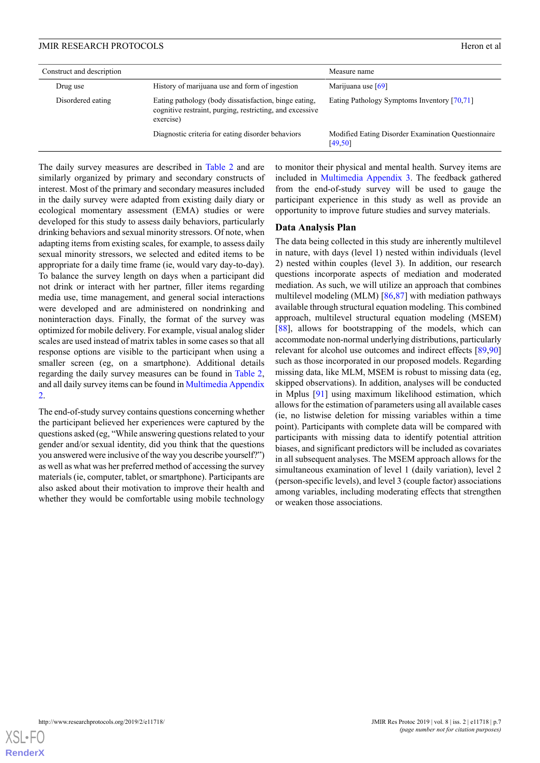| Construct and description | | Measure name |
|---|---|---|
| Drug use | History of marijuana use and form of ingestion | Marijuana use [69] |
| Disordered eating | Eating pathology (body dissatisfaction, binge eating, cognitive restraint, purging, restricting, and excessive exercise) | Eating Pathology Symptoms Inventory [70,71] |
| | Diagnostic criteria for eating disorder behaviors | Modified Eating Disorder Examination Questionnaire [49,50] |

The daily survey measures are described in Table 2 and are similarly organized by primary and secondary constructs of interest. Most of the primary and secondary measures included in the daily survey were adapted from existing daily diary or ecological momentary assessment (EMA) studies or were developed for this study to assess daily behaviors, particularly drinking behaviors and sexual minority stressors. Of note, when adapting items from existing scales, for example, to assess daily sexual minority stressors, we selected and edited items to be appropriate for a daily time frame (ie, would vary day-to-day). To balance the survey length on days when a participant did not drink or interact with her partner, filler items regarding media use, time management, and general social interactions were developed and are administered on nondrinking and noninteraction days. Finally, the format of the survey was optimized for mobile delivery. For example, visual analog slider scales are used instead of matrix tables in some cases so that all response options are visible to the participant when using a smaller screen (eg, on a smartphone). Additional details regarding the daily survey measures can be found in Table 2, and all daily survey items can be found in Multimedia Appendix 2.

The end-of-study survey contains questions concerning whether the participant believed her experiences were captured by the questions asked (eg, "While answering questions related to your gender and/or sexual identity, did you think that the questions you answered were inclusive of the way you describe yourself?") as well as what was her preferred method of accessing the survey materials (ie, computer, tablet, or smartphone). Participants are also asked about their motivation to improve their health and whether they would be comfortable using mobile technology to monitor their physical and mental health. Survey items are included in Multimedia Appendix 3. The feedback gathered from the end-of-study survey will be used to gauge the participant experience in this study as well as provide an opportunity to improve future studies and survey materials.

## Data Analysis Plan

The data being collected in this study are inherently multilevel in nature, with days (level 1) nested within individuals (level 2) nested within couples (level 3). In addition, our research questions incorporate aspects of mediation and moderated mediation. As such, we will utilize an approach that combines multilevel modeling (MLM) [86,87] with mediation pathways available through structural equation modeling. This combined approach, multilevel structural equation modeling (MSEM) [88], allows for bootstrapping of the models, which can accommodate non-normal underlying distributions, particularly relevant for alcohol use outcomes and indirect effects [89,90] such as those incorporated in our proposed models. Regarding missing data, like MLM, MSEM is robust to missing data (eg, skipped observations). In addition, analyses will be conducted in Mplus [91] using maximum likelihood estimation, which allows for the estimation of parameters using all available cases (ie, no listwise deletion for missing variables within a time point). Participants with complete data will be compared with participants with missing data to identify potential attrition biases, and significant predictors will be included as covariates in all subsequent analyses. The MSEM approach allows for the simultaneous examination of level 1 (daily variation), level 2 (person-specific levels), and level 3 (couple factor) associations among variables, including moderating effects that strengthen or weaken those associations.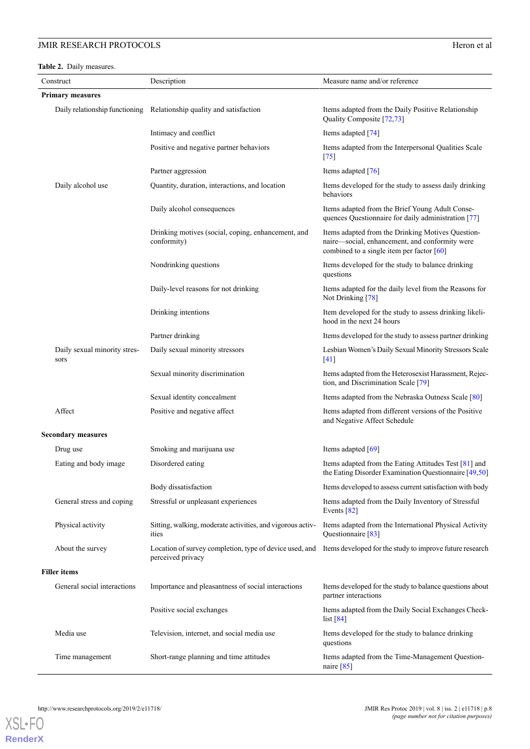**Table 2.** Daily measures.

| Construct | Description | Measure name and/or reference |
|---|---|---|
| **Primary measures** | | |
| Daily relationship functioning | Relationship quality and satisfaction | Items adapted from the Daily Positive Relationship Quality Composite [72,73] |
| | Intimacy and conflict | Items adapted [74] |
| | Positive and negative partner behaviors | Items adapted from the Interpersonal Qualities Scale [75] |
| | Partner aggression | Items adapted [76] |
| Daily alcohol use | Quantity, duration, interactions, and location | Items developed for the study to assess daily drinking behaviors |
| | Daily alcohol consequences | Items adapted from the Brief Young Adult Consequences Questionnaire for daily administration [77] |
| | Drinking motives (social, coping, enhancement, and conformity) | Items adapted from the Drinking Motives Questionnaire—social, enhancement, and conformity were combined to a single item per factor [60] |
| | Nondrinking questions | Items developed for the study to balance drinking questions |
| | Daily-level reasons for not drinking | Items adapted for the daily level from the Reasons for Not Drinking [78] |
| | Drinking intentions | Item developed for the study to assess drinking likelihood in the next 24 hours |
| | Partner drinking | Items developed for the study to assess partner drinking |
| Daily sexual minority stressors | Daily sexual minority stressors | Lesbian Women's Daily Sexual Minority Stressors Scale [41] |
| | Sexual minority discrimination | Items adapted from the Heterosexist Harassment, Rejection, and Discrimination Scale [79] |
| | Sexual identity concealment | Items adapted from the Nebraska Outness Scale [80] |
| Affect | Positive and negative affect | Items adapted from different versions of the Positive and Negative Affect Schedule |
| **Secondary measures** | | |
| Drug use | Smoking and marijuana use | Items adapted [69] |
| Eating and body image | Disordered eating | Items adapted from the Eating Attitudes Test [81] and the Eating Disorder Examination Questionnaire [49,50] |
| | Body dissatisfaction | Items developed to assess current satisfaction with body |
| General stress and coping | Stressful or unpleasant experiences | Items adapted from the Daily Inventory of Stressful Events [82] |
| Physical activity | Sitting, walking, moderate activities, and vigorous activities | Items adapted from the International Physical Activity Questionnaire [83] |
| About the survey | Location of survey completion, type of device used, and perceived privacy | Items developed for the study to improve future research |
| **Filler items** | | |
| General social interactions | Importance and pleasantness of social interactions | Items developed for the study to balance questions about partner interactions |
| | Positive social exchanges | Items adapted from the Daily Social Exchanges Checklist [84] |
| Media use | Television, internet, and social media use | Items developed for the study to balance drinking questions |
| Time management | Short-range planning and time attitudes | Items adapted from the Time-Management Questionnaire [85] |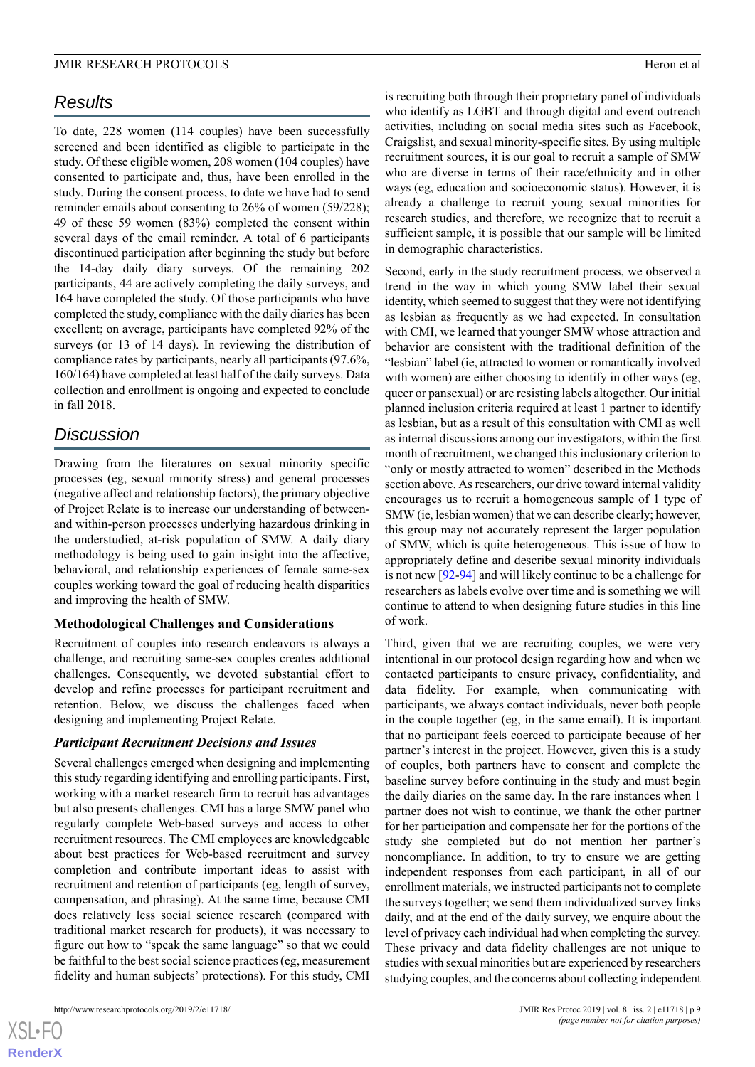## Results

To date, 228 women (114 couples) have been successfully screened and been identified as eligible to participate in the study. Of these eligible women, 208 women (104 couples) have consented to participate and, thus, have been enrolled in the study. During the consent process, to date we have had to send reminder emails about consenting to 26% of women (59/228); 49 of these 59 women (83%) completed the consent within several days of the email reminder. A total of 6 participants discontinued participation after beginning the study but before the 14-day daily diary surveys. Of the remaining 202 participants, 44 are actively completing the daily surveys, and 164 have completed the study. Of those participants who have completed the study, compliance with the daily diaries has been excellent; on average, participants have completed 92% of the surveys (or 13 of 14 days). In reviewing the distribution of compliance rates by participants, nearly all participants (97.6%, 160/164) have completed at least half of the daily surveys. Data collection and enrollment is ongoing and expected to conclude in fall 2018.

## Discussion

Drawing from the literatures on sexual minority specific processes (eg, sexual minority stress) and general processes (negative affect and relationship factors), the primary objective of Project Relate is to increase our understanding of between- and within-person processes underlying hazardous drinking in the understudied, at-risk population of SMW. A daily diary methodology is being used to gain insight into the affective, behavioral, and relationship experiences of female same-sex couples working toward the goal of reducing health disparities and improving the health of SMW.

### Methodological Challenges and Considerations

Recruitment of couples into research endeavors is always a challenge, and recruiting same-sex couples creates additional challenges. Consequently, we devoted substantial effort to develop and refine processes for participant recruitment and retention. Below, we discuss the challenges faced when designing and implementing Project Relate.

#### *Participant Recruitment Decisions and Issues*

Several challenges emerged when designing and implementing this study regarding identifying and enrolling participants. First, working with a market research firm to recruit has advantages but also presents challenges. CMI has a large SMW panel who regularly complete Web-based surveys and access to other recruitment resources. The CMI employees are knowledgeable about best practices for Web-based recruitment and survey completion and contribute important ideas to assist with recruitment and retention of participants (eg, length of survey, compensation, and phrasing). At the same time, because CMI does relatively less social science research (compared with traditional market research for products), it was necessary to figure out how to "speak the same language" so that we could be faithful to the best social science practices (eg, measurement fidelity and human subjects' protections). For this study, CMI is recruiting both through their proprietary panel of individuals who identify as LGBT and through digital and event outreach activities, including on social media sites such as Facebook, Craigslist, and sexual minority-specific sites. By using multiple recruitment sources, it is our goal to recruit a sample of SMW who are diverse in terms of their race/ethnicity and in other ways (eg, education and socioeconomic status). However, it is already a challenge to recruit young sexual minorities for research studies, and therefore, we recognize that to recruit a sufficient sample, it is possible that our sample will be limited in demographic characteristics.

Second, early in the study recruitment process, we observed a trend in the way in which young SMW label their sexual identity, which seemed to suggest that they were not identifying as lesbian as frequently as we had expected. In consultation with CMI, we learned that younger SMW whose attraction and behavior are consistent with the traditional definition of the "lesbian" label (ie, attracted to women or romantically involved with women) are either choosing to identify in other ways (eg, queer or pansexual) or are resisting labels altogether. Our initial planned inclusion criteria required at least 1 partner to identify as lesbian, but as a result of this consultation with CMI as well as internal discussions among our investigators, within the first month of recruitment, we changed this inclusionary criterion to "only or mostly attracted to women" described in the Methods section above. As researchers, our drive toward internal validity encourages us to recruit a homogeneous sample of 1 type of SMW (ie, lesbian women) that we can describe clearly; however, this group may not accurately represent the larger population of SMW, which is quite heterogeneous. This issue of how to appropriately define and describe sexual minority individuals is not new [92-94] and will likely continue to be a challenge for researchers as labels evolve over time and is something we will continue to attend to when designing future studies in this line of work.

Third, given that we are recruiting couples, we were very intentional in our protocol design regarding how and when we contacted participants to ensure privacy, confidentiality, and data fidelity. For example, when communicating with participants, we always contact individuals, never both people in the couple together (eg, in the same email). It is important that no participant feels coerced to participate because of her partner's interest in the project. However, given this is a study of couples, both partners have to consent and complete the baseline survey before continuing in the study and must begin the daily diaries on the same day. In the rare instances when 1 partner does not wish to continue, we thank the other partner for her participation and compensate her for the portions of the study she completed but do not mention her partner's noncompliance. In addition, to try to ensure we are getting independent responses from each participant, in all of our enrollment materials, we instructed participants not to complete the surveys together; we send them individualized survey links daily, and at the end of the daily survey, we enquire about the level of privacy each individual had when completing the survey. These privacy and data fidelity challenges are not unique to studies with sexual minorities but are experienced by researchers studying couples, and the concerns about collecting independent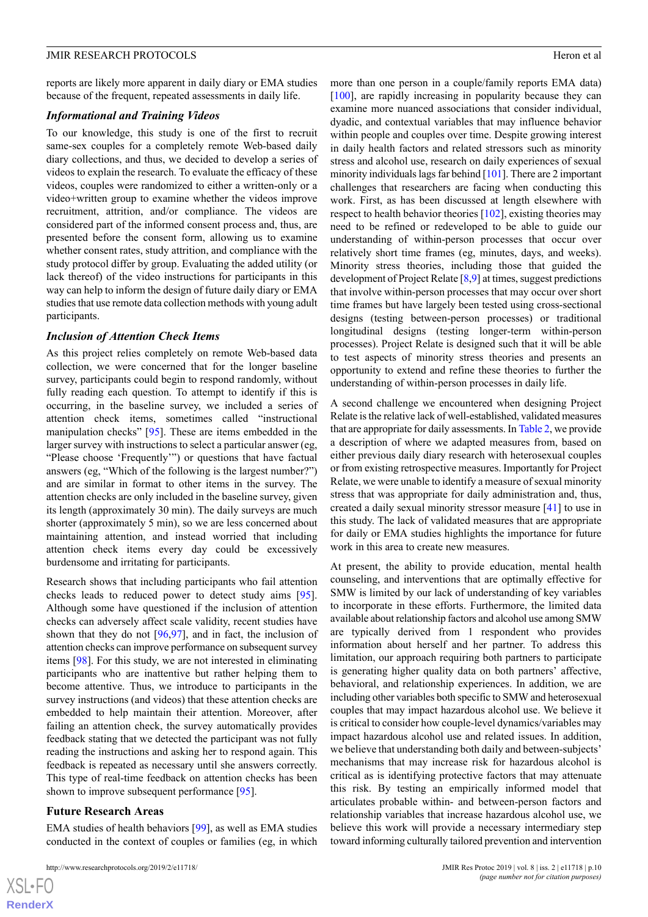reports are likely more apparent in daily diary or EMA studies because of the frequent, repeated assessments in daily life.

### *Informational and Training Videos*

To our knowledge, this study is one of the first to recruit same-sex couples for a completely remote Web-based daily diary collections, and thus, we decided to develop a series of videos to explain the research. To evaluate the efficacy of these videos, couples were randomized to either a written-only or a video+written group to examine whether the videos improve recruitment, attrition, and/or compliance. The videos are considered part of the informed consent process and, thus, are presented before the consent form, allowing us to examine whether consent rates, study attrition, and compliance with the study protocol differ by group. Evaluating the added utility (or lack thereof) of the video instructions for participants in this way can help to inform the design of future daily diary or EMA studies that use remote data collection methods with young adult participants.

### *Inclusion of Attention Check Items*

As this project relies completely on remote Web-based data collection, we were concerned that for the longer baseline survey, participants could begin to respond randomly, without fully reading each question. To attempt to identify if this is occurring, in the baseline survey, we included a series of attention check items, sometimes called "instructional manipulation checks" [95]. These are items embedded in the larger survey with instructions to select a particular answer (eg, "Please choose 'Frequently'") or questions that have factual answers (eg, "Which of the following is the largest number?") and are similar in format to other items in the survey. The attention checks are only included in the baseline survey, given its length (approximately 30 min). The daily surveys are much shorter (approximately 5 min), so we are less concerned about maintaining attention, and instead worried that including attention check items every day could be excessively burdensome and irritating for participants.

Research shows that including participants who fail attention checks leads to reduced power to detect study aims [95]. Although some have questioned if the inclusion of attention checks can adversely affect scale validity, recent studies have shown that they do not [96,97], and in fact, the inclusion of attention checks can improve performance on subsequent survey items [98]. For this study, we are not interested in eliminating participants who are inattentive but rather helping them to become attentive. Thus, we introduce to participants in the survey instructions (and videos) that these attention checks are embedded to help maintain their attention. Moreover, after failing an attention check, the survey automatically provides feedback stating that we detected the participant was not fully reading the instructions and asking her to respond again. This feedback is repeated as necessary until she answers correctly. This type of real-time feedback on attention checks has been shown to improve subsequent performance [95].

## Future Research Areas

EMA studies of health behaviors [99], as well as EMA studies conducted in the context of couples or families (eg, in which more than one person in a couple/family reports EMA data) [100], are rapidly increasing in popularity because they can examine more nuanced associations that consider individual, dyadic, and contextual variables that may influence behavior within people and couples over time. Despite growing interest in daily health factors and related stressors such as minority stress and alcohol use, research on daily experiences of sexual minority individuals lags far behind [101]. There are 2 important challenges that researchers are facing when conducting this work. First, as has been discussed at length elsewhere with respect to health behavior theories [102], existing theories may need to be refined or redeveloped to be able to guide our understanding of within-person processes that occur over relatively short time frames (eg, minutes, days, and weeks). Minority stress theories, including those that guided the development of Project Relate [8,9] at times, suggest predictions that involve within-person processes that may occur over short time frames but have largely been tested using cross-sectional designs (testing between-person processes) or traditional longitudinal designs (testing longer-term within-person processes). Project Relate is designed such that it will be able to test aspects of minority stress theories and presents an opportunity to extend and refine these theories to further the understanding of within-person processes in daily life.

A second challenge we encountered when designing Project Relate is the relative lack of well-established, validated measures that are appropriate for daily assessments. In Table 2, we provide a description of where we adapted measures from, based on either previous daily diary research with heterosexual couples or from existing retrospective measures. Importantly for Project Relate, we were unable to identify a measure of sexual minority stress that was appropriate for daily administration and, thus, created a daily sexual minority stressor measure [41] to use in this study. The lack of validated measures that are appropriate for daily or EMA studies highlights the importance for future work in this area to create new measures.

At present, the ability to provide education, mental health counseling, and interventions that are optimally effective for SMW is limited by our lack of understanding of key variables to incorporate in these efforts. Furthermore, the limited data available about relationship factors and alcohol use among SMW are typically derived from 1 respondent who provides information about herself and her partner. To address this limitation, our approach requiring both partners to participate is generating higher quality data on both partners' affective, behavioral, and relationship experiences. In addition, we are including other variables both specific to SMW and heterosexual couples that may impact hazardous alcohol use. We believe it is critical to consider how couple-level dynamics/variables may impact hazardous alcohol use and related issues. In addition, we believe that understanding both daily and between-subjects' mechanisms that may increase risk for hazardous alcohol is critical as is identifying protective factors that may attenuate this risk. By testing an empirically informed model that articulates probable within- and between-person factors and relationship variables that increase hazardous alcohol use, we believe this work will provide a necessary intermediary step toward informing culturally tailored prevention and intervention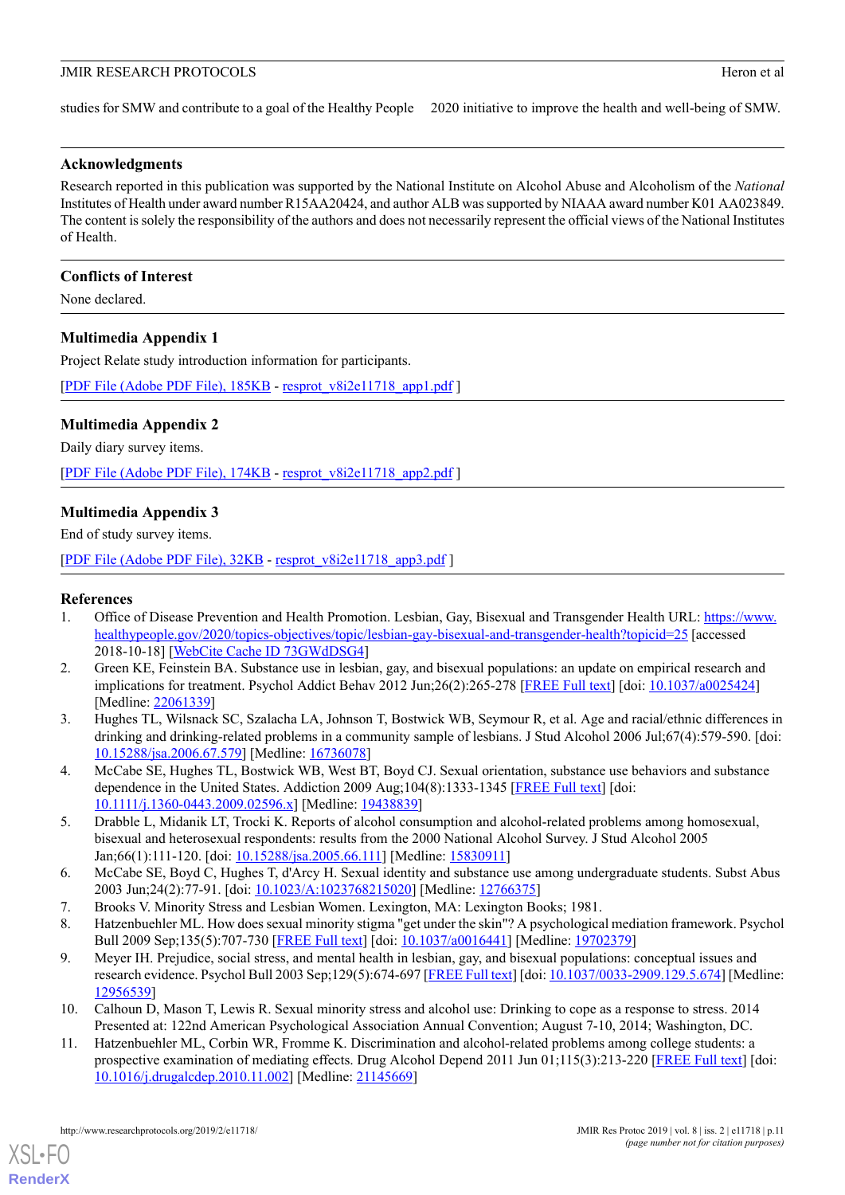studies for SMW and contribute to a goal of the Healthy People 2020 initiative to improve the health and well-being of SMW.

## Acknowledgments

Research reported in this publication was supported by the National Institute on Alcohol Abuse and Alcoholism of the *National* Institutes of Health under award number R15AA20424, and author ALB was supported by NIAAA award number K01 AA023849. The content is solely the responsibility of the authors and does not necessarily represent the official views of the National Institutes of Health.

## Conflicts of Interest

None declared.

## Multimedia Appendix 1

Project Relate study introduction information for participants.

[PDF File (Adobe PDF File), 185KB - resprot_v8i2e11718_app1.pdf ]

## Multimedia Appendix 2

Daily diary survey items.

[PDF File (Adobe PDF File), 174KB - resprot_v8i2e11718_app2.pdf ]

## Multimedia Appendix 3

End of study survey items.

[PDF File (Adobe PDF File), 32KB - resprot_v8i2e11718_app3.pdf ]

## References

1. Office of Disease Prevention and Health Promotion. Lesbian, Gay, Bisexual and Transgender Health URL: https://www.healthypeople.gov/2020/topics-objectives/topic/lesbian-gay-bisexual-and-transgender-health?topicid=25 [accessed 2018-10-18] [WebCite Cache ID 73GWdDSG4]
2. Green KE, Feinstein BA. Substance use in lesbian, gay, and bisexual populations: an update on empirical research and implications for treatment. Psychol Addict Behav 2012 Jun;26(2):265-278 [FREE Full text] [doi: 10.1037/a0025424] [Medline: 22061339]
3. Hughes TL, Wilsnack SC, Szalacha LA, Johnson T, Bostwick WB, Seymour R, et al. Age and racial/ethnic differences in drinking and drinking-related problems in a community sample of lesbians. J Stud Alcohol 2006 Jul;67(4):579-590. [doi: 10.15288/jsa.2006.67.579] [Medline: 16736078]
4. McCabe SE, Hughes TL, Bostwick WB, West BT, Boyd CJ. Sexual orientation, substance use behaviors and substance dependence in the United States. Addiction 2009 Aug;104(8):1333-1345 [FREE Full text] [doi: 10.1111/j.1360-0443.2009.02596.x] [Medline: 19438839]
5. Drabble L, Midanik LT, Trocki K. Reports of alcohol consumption and alcohol-related problems among homosexual, bisexual and heterosexual respondents: results from the 2000 National Alcohol Survey. J Stud Alcohol 2005 Jan;66(1):111-120. [doi: 10.15288/jsa.2005.66.111] [Medline: 15830911]
6. McCabe SE, Boyd C, Hughes T, d'Arcy H. Sexual identity and substance use among undergraduate students. Subst Abus 2003 Jun;24(2):77-91. [doi: 10.1023/A:1023768215020] [Medline: 12766375]
7. Brooks V. Minority Stress and Lesbian Women. Lexington, MA: Lexington Books; 1981.
8. Hatzenbuehler ML. How does sexual minority stigma "get under the skin"? A psychological mediation framework. Psychol Bull 2009 Sep;135(5):707-730 [FREE Full text] [doi: 10.1037/a0016441] [Medline: 19702379]
9. Meyer IH. Prejudice, social stress, and mental health in lesbian, gay, and bisexual populations: conceptual issues and research evidence. Psychol Bull 2003 Sep;129(5):674-697 [FREE Full text] [doi: 10.1037/0033-2909.129.5.674] [Medline: 12956539]
10. Calhoun D, Mason T, Lewis R. Sexual minority stress and alcohol use: Drinking to cope as a response to stress. 2014 Presented at: 122nd American Psychological Association Annual Convention; August 7-10, 2014; Washington, DC.
11. Hatzenbuehler ML, Corbin WR, Fromme K. Discrimination and alcohol-related problems among college students: a prospective examination of mediating effects. Drug Alcohol Depend 2011 Jun 01;115(3):213-220 [FREE Full text] [doi: 10.1016/j.drugalcdep.2010.11.002] [Medline: 21145669]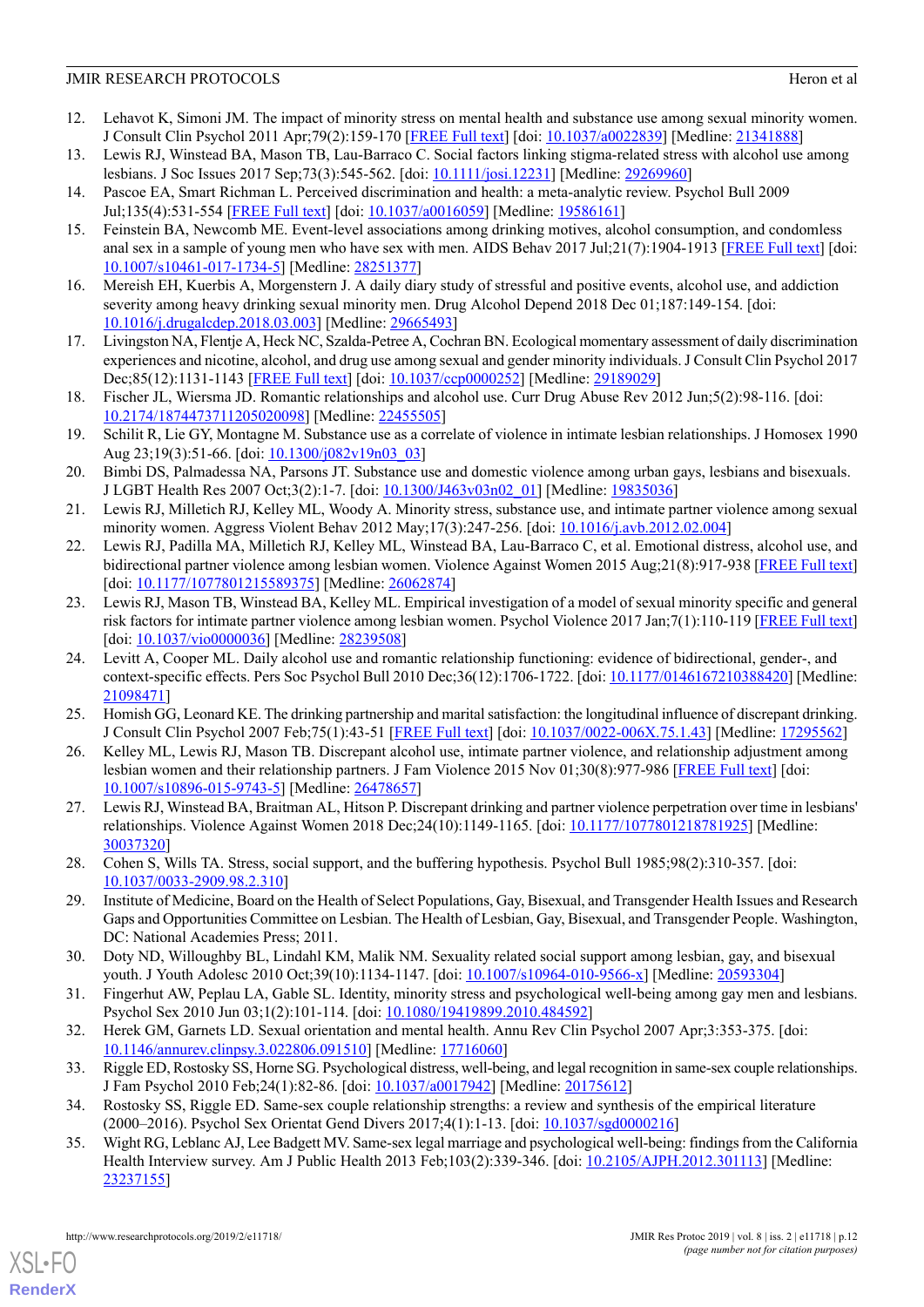12. Lehavot K, Simoni JM. The impact of minority stress on mental health and substance use among sexual minority women. J Consult Clin Psychol 2011 Apr;79(2):159-170 [FREE Full text] [doi: 10.1037/a0022839] [Medline: 21341888]
13. Lewis RJ, Winstead BA, Mason TB, Lau-Barraco C. Social factors linking stigma-related stress with alcohol use among lesbians. J Soc Issues 2017 Sep;73(3):545-562. [doi: 10.1111/josi.12231] [Medline: 29269960]
14. Pascoe EA, Smart Richman L. Perceived discrimination and health: a meta-analytic review. Psychol Bull 2009 Jul;135(4):531-554 [FREE Full text] [doi: 10.1037/a0016059] [Medline: 19586161]
15. Feinstein BA, Newcomb ME. Event-level associations among drinking motives, alcohol consumption, and condomless anal sex in a sample of young men who have sex with men. AIDS Behav 2017 Jul;21(7):1904-1913 [FREE Full text] [doi: 10.1007/s10461-017-1734-5] [Medline: 28251377]
16. Mereish EH, Kuerbis A, Morgenstern J. A daily diary study of stressful and positive events, alcohol use, and addiction severity among heavy drinking sexual minority men. Drug Alcohol Depend 2018 Dec 01;187:149-154. [doi: 10.1016/j.drugalcdep.2018.03.003] [Medline: 29665493]
17. Livingston NA, Flentje A, Heck NC, Szalda-Petree A, Cochran BN. Ecological momentary assessment of daily discrimination experiences and nicotine, alcohol, and drug use among sexual and gender minority individuals. J Consult Clin Psychol 2017 Dec;85(12):1131-1143 [FREE Full text] [doi: 10.1037/ccp0000252] [Medline: 29189029]
18. Fischer JL, Wiersma JD. Romantic relationships and alcohol use. Curr Drug Abuse Rev 2012 Jun;5(2):98-116. [doi: 10.2174/1874473711205020098] [Medline: 22455505]
19. Schilit R, Lie GY, Montagne M. Substance use as a correlate of violence in intimate lesbian relationships. J Homosex 1990 Aug 23;19(3):51-66. [doi: 10.1300/j082v19n03_03]
20. Bimbi DS, Palmadessa NA, Parsons JT. Substance use and domestic violence among urban gays, lesbians and bisexuals. J LGBT Health Res 2007 Oct;3(2):1-7. [doi: 10.1300/J463v03n02_01] [Medline: 19835036]
21. Lewis RJ, Milletich RJ, Kelley ML, Woody A. Minority stress, substance use, and intimate partner violence among sexual minority women. Aggress Violent Behav 2012 May;17(3):247-256. [doi: 10.1016/j.avb.2012.02.004]
22. Lewis RJ, Padilla MA, Milletich RJ, Kelley ML, Winstead BA, Lau-Barraco C, et al. Emotional distress, alcohol use, and bidirectional partner violence among lesbian women. Violence Against Women 2015 Aug;21(8):917-938 [FREE Full text] [doi: 10.1177/1077801215589375] [Medline: 26062874]
23. Lewis RJ, Mason TB, Winstead BA, Kelley ML. Empirical investigation of a model of sexual minority specific and general risk factors for intimate partner violence among lesbian women. Psychol Violence 2017 Jan;7(1):110-119 [FREE Full text] [doi: 10.1037/vio0000036] [Medline: 28239508]
24. Levitt A, Cooper ML. Daily alcohol use and romantic relationship functioning: evidence of bidirectional, gender-, and context-specific effects. Pers Soc Psychol Bull 2010 Dec;36(12):1706-1722. [doi: 10.1177/0146167210388420] [Medline: 21098471]
25. Homish GG, Leonard KE. The drinking partnership and marital satisfaction: the longitudinal influence of discrepant drinking. J Consult Clin Psychol 2007 Feb;75(1):43-51 [FREE Full text] [doi: 10.1037/0022-006X.75.1.43] [Medline: 17295562]
26. Kelley ML, Lewis RJ, Mason TB. Discrepant alcohol use, intimate partner violence, and relationship adjustment among lesbian women and their relationship partners. J Fam Violence 2015 Nov 01;30(8):977-986 [FREE Full text] [doi: 10.1007/s10896-015-9743-5] [Medline: 26478657]
27. Lewis RJ, Winstead BA, Braitman AL, Hitson P. Discrepant drinking and partner violence perpetration over time in lesbians' relationships. Violence Against Women 2018 Dec;24(10):1149-1165. [doi: 10.1177/1077801218781925] [Medline: 30037320]
28. Cohen S, Wills TA. Stress, social support, and the buffering hypothesis. Psychol Bull 1985;98(2):310-357. [doi: 10.1037/0033-2909.98.2.310]
29. Institute of Medicine, Board on the Health of Select Populations, Gay, Bisexual, and Transgender Health Issues and Research Gaps and Opportunities Committee on Lesbian. The Health of Lesbian, Gay, Bisexual, and Transgender People. Washington, DC: National Academies Press; 2011.
30. Doty ND, Willoughby BL, Lindahl KM, Malik NM. Sexuality related social support among lesbian, gay, and bisexual youth. J Youth Adolesc 2010 Oct;39(10):1134-1147. [doi: 10.1007/s10964-010-9566-x] [Medline: 20593304]
31. Fingerhut AW, Peplau LA, Gable SL. Identity, minority stress and psychological well-being among gay men and lesbians. Psychol Sex 2010 Jun 03;1(2):101-114. [doi: 10.1080/19419899.2010.484592]
32. Herek GM, Garnets LD. Sexual orientation and mental health. Annu Rev Clin Psychol 2007 Apr;3:353-375. [doi: 10.1146/annurev.clinpsy.3.022806.091510] [Medline: 17716060]
33. Riggle ED, Rostosky SS, Horne SG. Psychological distress, well-being, and legal recognition in same-sex couple relationships. J Fam Psychol 2010 Feb;24(1):82-86. [doi: 10.1037/a0017942] [Medline: 20175612]
34. Rostosky SS, Riggle ED. Same-sex couple relationship strengths: a review and synthesis of the empirical literature (2000–2016). Psychol Sex Orientat Gend Divers 2017;4(1):1-13. [doi: 10.1037/sgd0000216]
35. Wight RG, Leblanc AJ, Lee Badgett MV. Same-sex legal marriage and psychological well-being: findings from the California Health Interview survey. Am J Public Health 2013 Feb;103(2):339-346. [doi: 10.2105/AJPH.2012.301113] [Medline: 23237155]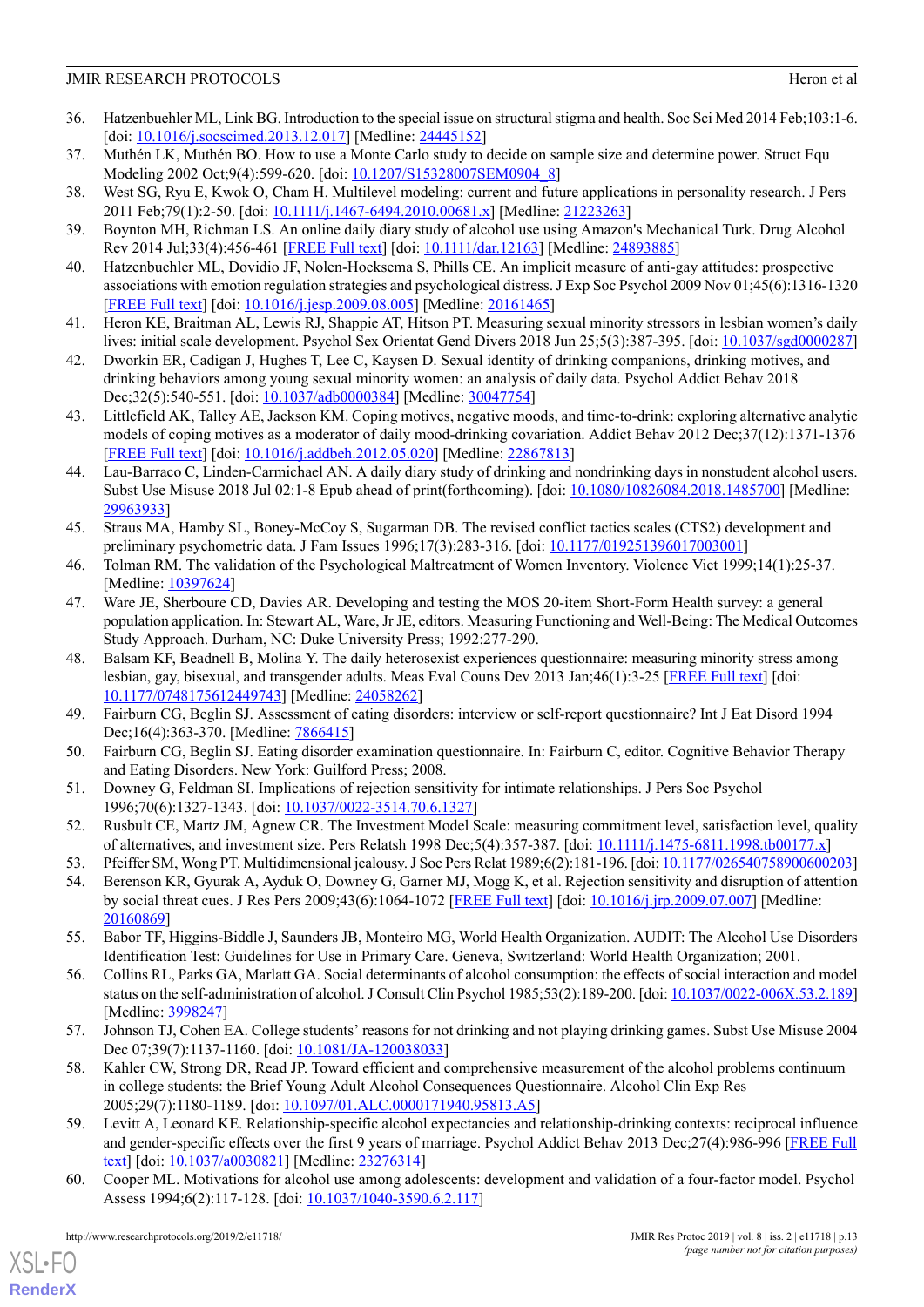36. Hatzenbuehler ML, Link BG. Introduction to the special issue on structural stigma and health. Soc Sci Med 2014 Feb;103:1-6. [doi: 10.1016/j.socscimed.2013.12.017] [Medline: 24445152]
37. Muthén LK, Muthén BO. How to use a Monte Carlo study to decide on sample size and determine power. Struct Equ Modeling 2002 Oct;9(4):599-620. [doi: 10.1207/S15328007SEM0904_8]
38. West SG, Ryu E, Kwok O, Cham H. Multilevel modeling: current and future applications in personality research. J Pers 2011 Feb;79(1):2-50. [doi: 10.1111/j.1467-6494.2010.00681.x] [Medline: 21223263]
39. Boynton MH, Richman LS. An online daily diary study of alcohol use using Amazon's Mechanical Turk. Drug Alcohol Rev 2014 Jul;33(4):456-461 [FREE Full text] [doi: 10.1111/dar.12163] [Medline: 24893885]
40. Hatzenbuehler ML, Dovidio JF, Nolen-Hoeksema S, Phills CE. An implicit measure of anti-gay attitudes: prospective associations with emotion regulation strategies and psychological distress. J Exp Soc Psychol 2009 Nov 01;45(6):1316-1320 [FREE Full text] [doi: 10.1016/j.jesp.2009.08.005] [Medline: 20161465]
41. Heron KE, Braitman AL, Lewis RJ, Shappie AT, Hitson PT. Measuring sexual minority stressors in lesbian women's daily lives: initial scale development. Psychol Sex Orientat Gend Divers 2018 Jun 25;5(3):387-395. [doi: 10.1037/sgd0000287]
42. Dworkin ER, Cadigan J, Hughes T, Lee C, Kaysen D. Sexual identity of drinking companions, drinking motives, and drinking behaviors among young sexual minority women: an analysis of daily data. Psychol Addict Behav 2018 Dec;32(5):540-551. [doi: 10.1037/adb0000384] [Medline: 30047754]
43. Littlefield AK, Talley AE, Jackson KM. Coping motives, negative moods, and time-to-drink: exploring alternative analytic models of coping motives as a moderator of daily mood-drinking covariation. Addict Behav 2012 Dec;37(12):1371-1376 [FREE Full text] [doi: 10.1016/j.addbeh.2012.05.020] [Medline: 22867813]
44. Lau-Barraco C, Linden-Carmichael AN. A daily diary study of drinking and nondrinking days in nonstudent alcohol users. Subst Use Misuse 2018 Jul 02:1-8 Epub ahead of print(forthcoming). [doi: 10.1080/10826084.2018.1485700] [Medline: 29963933]
45. Straus MA, Hamby SL, Boney-McCoy S, Sugarman DB. The revised conflict tactics scales (CTS2) development and preliminary psychometric data. J Fam Issues 1996;17(3):283-316. [doi: 10.1177/019251396017003001]
46. Tolman RM. The validation of the Psychological Maltreatment of Women Inventory. Violence Vict 1999;14(1):25-37. [Medline: 10397624]
47. Ware JE, Sherboure CD, Davies AR. Developing and testing the MOS 20-item Short-Form Health survey: a general population application. In: Stewart AL, Ware, Jr JE, editors. Measuring Functioning and Well-Being: The Medical Outcomes Study Approach. Durham, NC: Duke University Press; 1992:277-290.
48. Balsam KF, Beadnell B, Molina Y. The daily heterosexist experiences questionnaire: measuring minority stress among lesbian, gay, bisexual, and transgender adults. Meas Eval Couns Dev 2013 Jan;46(1):3-25 [FREE Full text] [doi: 10.1177/0748175612449743] [Medline: 24058262]
49. Fairburn CG, Beglin SJ. Assessment of eating disorders: interview or self-report questionnaire? Int J Eat Disord 1994 Dec;16(4):363-370. [Medline: 7866415]
50. Fairburn CG, Beglin SJ. Eating disorder examination questionnaire. In: Fairburn C, editor. Cognitive Behavior Therapy and Eating Disorders. New York: Guilford Press; 2008.
51. Downey G, Feldman SI. Implications of rejection sensitivity for intimate relationships. J Pers Soc Psychol 1996;70(6):1327-1343. [doi: 10.1037/0022-3514.70.6.1327]
52. Rusbult CE, Martz JM, Agnew CR. The Investment Model Scale: measuring commitment level, satisfaction level, quality of alternatives, and investment size. Pers Relatsh 1998 Dec;5(4):357-387. [doi: 10.1111/j.1475-6811.1998.tb00177.x]
53. Pfeiffer SM, Wong PT. Multidimensional jealousy. J Soc Pers Relat 1989;6(2):181-196. [doi: 10.1177/026540758900600203]
54. Berenson KR, Gyurak A, Ayduk O, Downey G, Garner MJ, Mogg K, et al. Rejection sensitivity and disruption of attention by social threat cues. J Res Pers 2009;43(6):1064-1072 [FREE Full text] [doi: 10.1016/j.jrp.2009.07.007] [Medline: 20160869]
55. Babor TF, Higgins-Biddle J, Saunders JB, Monteiro MG, World Health Organization. AUDIT: The Alcohol Use Disorders Identification Test: Guidelines for Use in Primary Care. Geneva, Switzerland: World Health Organization; 2001.
56. Collins RL, Parks GA, Marlatt GA. Social determinants of alcohol consumption: the effects of social interaction and model status on the self-administration of alcohol. J Consult Clin Psychol 1985;53(2):189-200. [doi: 10.1037/0022-006X.53.2.189] [Medline: 3998247]
57. Johnson TJ, Cohen EA. College students' reasons for not drinking and not playing drinking games. Subst Use Misuse 2004 Dec 07;39(7):1137-1160. [doi: 10.1081/JA-120038033]
58. Kahler CW, Strong DR, Read JP. Toward efficient and comprehensive measurement of the alcohol problems continuum in college students: the Brief Young Adult Alcohol Consequences Questionnaire. Alcohol Clin Exp Res 2005;29(7):1180-1189. [doi: 10.1097/01.ALC.0000171940.95813.A5]
59. Levitt A, Leonard KE. Relationship-specific alcohol expectancies and relationship-drinking contexts: reciprocal influence and gender-specific effects over the first 9 years of marriage. Psychol Addict Behav 2013 Dec;27(4):986-996 [FREE Full text] [doi: 10.1037/a0030821] [Medline: 23276314]
60. Cooper ML. Motivations for alcohol use among adolescents: development and validation of a four-factor model. Psychol Assess 1994;6(2):117-128. [doi: 10.1037/1040-3590.6.2.117]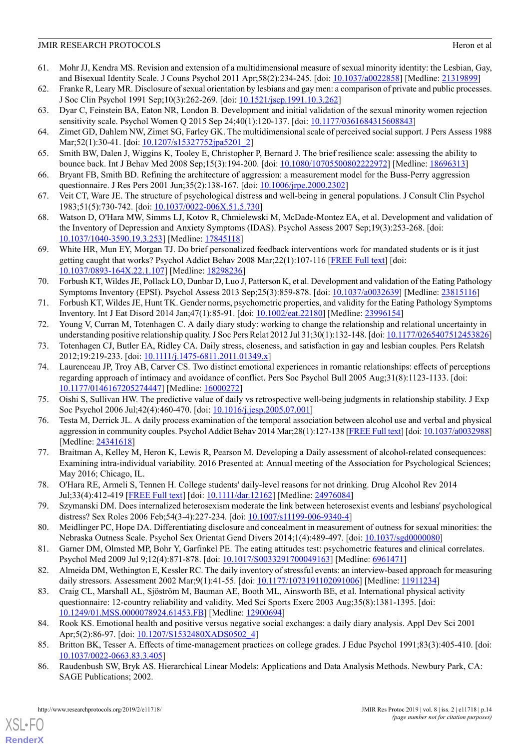61. Mohr JJ, Kendra MS. Revision and extension of a multidimensional measure of sexual minority identity: the Lesbian, Gay, and Bisexual Identity Scale. J Couns Psychol 2011 Apr;58(2):234-245. [doi: 10.1037/a0022858] [Medline: 21319899]
62. Franke R, Leary MR. Disclosure of sexual orientation by lesbians and gay men: a comparison of private and public processes. J Soc Clin Psychol 1991 Sep;10(3):262-269. [doi: 10.1521/jscp.1991.10.3.262]
63. Dyar C, Feinstein BA, Eaton NR, London B. Development and initial validation of the sexual minority women rejection sensitivity scale. Psychol Women Q 2015 Sep 24;40(1):120-137. [doi: 10.1177/0361684315608843]
64. Zimet GD, Dahlem NW, Zimet SG, Farley GK. The multidimensional scale of perceived social support. J Pers Assess 1988 Mar;52(1):30-41. [doi: 10.1207/s15327752jpa5201_2]
65. Smith BW, Dalen J, Wiggins K, Tooley E, Christopher P, Bernard J. The brief resilience scale: assessing the ability to bounce back. Int J Behav Med 2008 Sep;15(3):194-200. [doi: 10.1080/10705500802222972] [Medline: 18696313]
66. Bryant FB, Smith BD. Refining the architecture of aggression: a measurement model for the Buss-Perry aggression questionnaire. J Res Pers 2001 Jun;35(2):138-167. [doi: 10.1006/jrpe.2000.2302]
67. Veit CT, Ware JE. The structure of psychological distress and well-being in general populations. J Consult Clin Psychol 1983;51(5):730-742. [doi: 10.1037/0022-006X.51.5.730]
68. Watson D, O'Hara MW, Simms LJ, Kotov R, Chmielewski M, McDade-Montez EA, et al. Development and validation of the Inventory of Depression and Anxiety Symptoms (IDAS). Psychol Assess 2007 Sep;19(3):253-268. [doi: 10.1037/1040-3590.19.3.253] [Medline: 17845118]
69. White HR, Mun EY, Morgan TJ. Do brief personalized feedback interventions work for mandated students or is it just getting caught that works? Psychol Addict Behav 2008 Mar;22(1):107-116 [FREE Full text] [doi: 10.1037/0893-164X.22.1.107] [Medline: 18298236]
70. Forbush KT, Wildes JE, Pollack LO, Dunbar D, Luo J, Patterson K, et al. Development and validation of the Eating Pathology Symptoms Inventory (EPSI). Psychol Assess 2013 Sep;25(3):859-878. [doi: 10.1037/a0032639] [Medline: 23815116]
71. Forbush KT, Wildes JE, Hunt TK. Gender norms, psychometric properties, and validity for the Eating Pathology Symptoms Inventory. Int J Eat Disord 2014 Jan;47(1):85-91. [doi: 10.1002/eat.22180] [Medline: 23996154]
72. Young V, Curran M, Totenhagen C. A daily diary study: working to change the relationship and relational uncertainty in understanding positive relationship quality. J Soc Pers Relat 2012 Jul 31;30(1):132-148. [doi: 10.1177/0265407512453826]
73. Totenhagen CJ, Butler EA, Ridley CA. Daily stress, closeness, and satisfaction in gay and lesbian couples. Pers Relatsh 2012;19:219-233. [doi: 10.1111/j.1475-6811.2011.01349.x]
74. Laurenceau JP, Troy AB, Carver CS. Two distinct emotional experiences in romantic relationships: effects of perceptions regarding approach of intimacy and avoidance of conflict. Pers Soc Psychol Bull 2005 Aug;31(8):1123-1133. [doi: 10.1177/0146167205274447] [Medline: 16000272]
75. Oishi S, Sullivan HW. The predictive value of daily vs retrospective well-being judgments in relationship stability. J Exp Soc Psychol 2006 Jul;42(4):460-470. [doi: 10.1016/j.jesp.2005.07.001]
76. Testa M, Derrick JL. A daily process examination of the temporal association between alcohol use and verbal and physical aggression in community couples. Psychol Addict Behav 2014 Mar;28(1):127-138 [FREE Full text] [doi: 10.1037/a0032988] [Medline: 24341618]
77. Braitman A, Kelley M, Heron K, Lewis R, Pearson M. Developing a Daily assessment of alcohol-related consequences: Examining intra-individual variability. 2016 Presented at: Annual meeting of the Association for Psychological Sciences; May 2016; Chicago, IL.
78. O'Hara RE, Armeli S, Tennen H. College students' daily-level reasons for not drinking. Drug Alcohol Rev 2014 Jul;33(4):412-419 [FREE Full text] [doi: 10.1111/dar.12162] [Medline: 24976084]
79. Szymanski DM. Does internalized heterosexism moderate the link between heterosexist events and lesbians' psychological distress? Sex Roles 2006 Feb;54(3-4):227-234. [doi: 10.1007/s11199-006-9340-4]
80. Meidlinger PC, Hope DA. Differentiating disclosure and concealment in measurement of outness for sexual minorities: the Nebraska Outness Scale. Psychol Sex Orientat Gend Divers 2014;1(4):489-497. [doi: 10.1037/sgd0000080]
81. Garner DM, Olmsted MP, Bohr Y, Garfinkel PE. The eating attitudes test: psychometric features and clinical correlates. Psychol Med 2009 Jul 9;12(4):871-878. [doi: 10.1017/S0033291700049163] [Medline: 6961471]
82. Almeida DM, Wethington E, Kessler RC. The daily inventory of stressful events: an interview-based approach for measuring daily stressors. Assessment 2002 Mar;9(1):41-55. [doi: 10.1177/1073191102091006] [Medline: 11911234]
83. Craig CL, Marshall AL, Sjöström M, Bauman AE, Booth ML, Ainsworth BE, et al. International physical activity questionnaire: 12-country reliability and validity. Med Sci Sports Exerc 2003 Aug;35(8):1381-1395. [doi: 10.1249/01.MSS.0000078924.61453.FB] [Medline: 12900694]
84. Rook KS. Emotional health and positive versus negative social exchanges: a daily diary analysis. Appl Dev Sci 2001 Apr;5(2):86-97. [doi: 10.1207/S1532480XADS0502_4]
85. Britton BK, Tesser A. Effects of time-management practices on college grades. J Educ Psychol 1991;83(3):405-410. [doi: 10.1037/0022-0663.83.3.405]
86. Raudenbush SW, Bryk AS. Hierarchical Linear Models: Applications and Data Analysis Methods. Newbury Park, CA: SAGE Publications; 2002.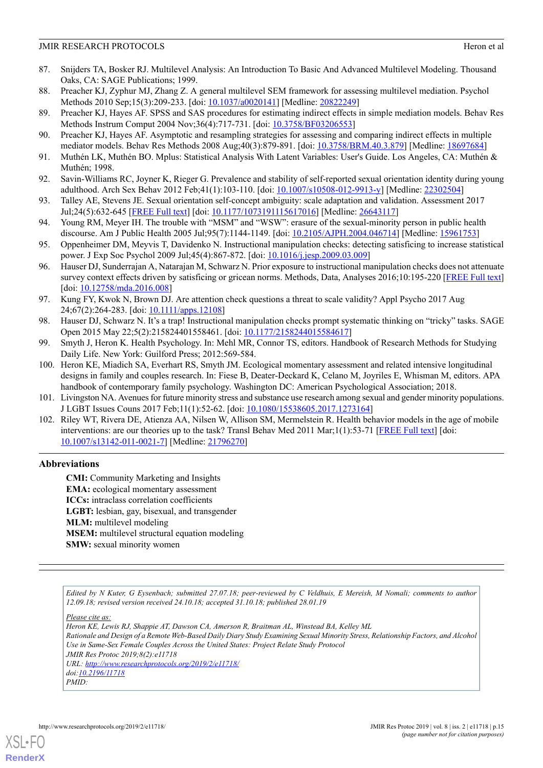87. Snijders TA, Bosker RJ. Multilevel Analysis: An Introduction To Basic And Advanced Multilevel Modeling. Thousand Oaks, CA: SAGE Publications; 1999.
88. Preacher KJ, Zyphur MJ, Zhang Z. A general multilevel SEM framework for assessing multilevel mediation. Psychol Methods 2010 Sep;15(3):209-233. [doi: 10.1037/a0020141] [Medline: 20822249]
89. Preacher KJ, Hayes AF. SPSS and SAS procedures for estimating indirect effects in simple mediation models. Behav Res Methods Instrum Comput 2004 Nov;36(4):717-731. [doi: 10.3758/BF03206553]
90. Preacher KJ, Hayes AF. Asymptotic and resampling strategies for assessing and comparing indirect effects in multiple mediator models. Behav Res Methods 2008 Aug;40(3):879-891. [doi: 10.3758/BRM.40.3.879] [Medline: 18697684]
91. Muthén LK, Muthén BO. Mplus: Statistical Analysis With Latent Variables: User's Guide. Los Angeles, CA: Muthén & Muthén; 1998.
92. Savin-Williams RC, Joyner K, Rieger G. Prevalence and stability of self-reported sexual orientation identity during young adulthood. Arch Sex Behav 2012 Feb;41(1):103-110. [doi: 10.1007/s10508-012-9913-y] [Medline: 22302504]
93. Talley AE, Stevens JE. Sexual orientation self-concept ambiguity: scale adaptation and validation. Assessment 2017 Jul;24(5):632-645 [FREE Full text] [doi: 10.1177/1073191115617016] [Medline: 26643117]
94. Young RM, Meyer IH. The trouble with "MSM" and "WSW": erasure of the sexual-minority person in public health discourse. Am J Public Health 2005 Jul;95(7):1144-1149. [doi: 10.2105/AJPH.2004.046714] [Medline: 15961753]
95. Oppenheimer DM, Meyvis T, Davidenko N. Instructional manipulation checks: detecting satisficing to increase statistical power. J Exp Soc Psychol 2009 Jul;45(4):867-872. [doi: 10.1016/j.jesp.2009.03.009]
96. Hauser DJ, Sunderrajan A, Natarajan M, Schwarz N. Prior exposure to instructional manipulation checks does not attenuate survey context effects driven by satisficing or gricean norms. Methods, Data, Analyses 2016;10:195-220 [FREE Full text] [doi: 10.12758/mda.2016.008]
97. Kung FY, Kwok N, Brown DJ. Are attention check questions a threat to scale validity? Appl Psycho 2017 Aug 24;67(2):264-283. [doi: 10.1111/apps.12108]
98. Hauser DJ, Schwarz N. It's a trap! Instructional manipulation checks prompt systematic thinking on "tricky" tasks. SAGE Open 2015 May 22;5(2):215824401558461. [doi: 10.1177/2158244015584617]
99. Smyth J, Heron K. Health Psychology. In: Mehl MR, Connor TS, editors. Handbook of Research Methods for Studying Daily Life. New York: Guilford Press; 2012:569-584.
100. Heron KE, Miadich SA, Everhart RS, Smyth JM. Ecological momentary assessment and related intensive longitudinal designs in family and couples research. In: Fiese B, Deater-Deckard K, Celano M, Joyriles E, Whisman M, editors. APA handbook of contemporary family psychology. Washington DC: American Psychological Association; 2018.
101. Livingston NA. Avenues for future minority stress and substance use research among sexual and gender minority populations. J LGBT Issues Couns 2017 Feb;11(1):52-62. [doi: 10.1080/15538605.2017.1273164]
102. Riley WT, Rivera DE, Atienza AA, Nilsen W, Allison SM, Mermelstein R. Health behavior models in the age of mobile interventions: are our theories up to the task? Transl Behav Med 2011 Mar;1(1):53-71 [FREE Full text] [doi: 10.1007/s13142-011-0021-7] [Medline: 21796270]

## Abbreviations

**CMI:** Community Marketing and Insights
**EMA:** ecological momentary assessment
**ICCs:** intraclass correlation coefficients
**LGBT:** lesbian, gay, bisexual, and transgender
**MLM:** multilevel modeling
**MSEM:** multilevel structural equation modeling
**SMW:** sexual minority women

---

*Edited by N Kuter, G Eysenbach; submitted 27.07.18; peer-reviewed by C Veldhuis, E Mereish, M Nomali; comments to author 12.09.18; revised version received 24.10.18; accepted 31.10.18; published 28.01.19*

*Please cite as:*
*Heron KE, Lewis RJ, Shappie AT, Dawson CA, Amerson R, Braitman AL, Winstead BA, Kelley ML*
*Rationale and Design of a Remote Web-Based Daily Diary Study Examining Sexual Minority Stress, Relationship Factors, and Alcohol Use in Same-Sex Female Couples Across the United States: Project Relate Study Protocol*
*JMIR Res Protoc 2019;8(2):e11718*
*URL: http://www.researchprotocols.org/2019/2/e11718/*
*doi:10.2196/11718*
*PMID:*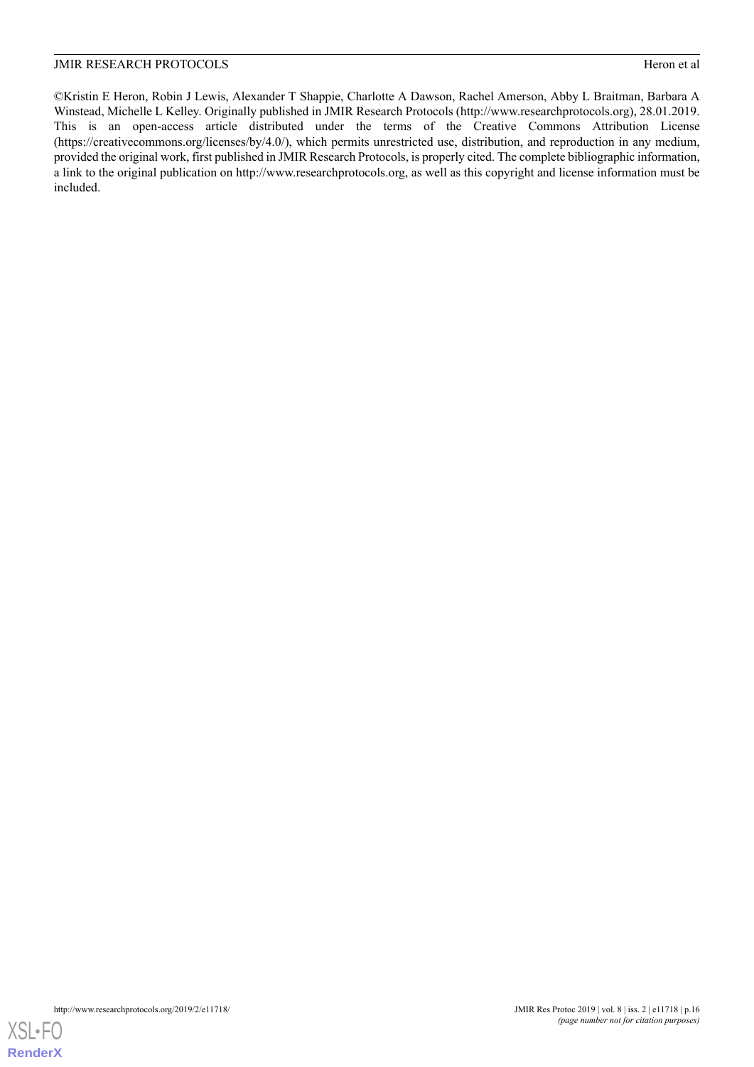©Kristin E Heron, Robin J Lewis, Alexander T Shappie, Charlotte A Dawson, Rachel Amerson, Abby L Braitman, Barbara A Winstead, Michelle L Kelley. Originally published in JMIR Research Protocols (http://www.researchprotocols.org), 28.01.2019. This is an open-access article distributed under the terms of the Creative Commons Attribution License (https://creativecommons.org/licenses/by/4.0/), which permits unrestricted use, distribution, and reproduction in any medium, provided the original work, first published in JMIR Research Protocols, is properly cited. The complete bibliographic information, a link to the original publication on http://www.researchprotocols.org, as well as this copyright and license information must be included.